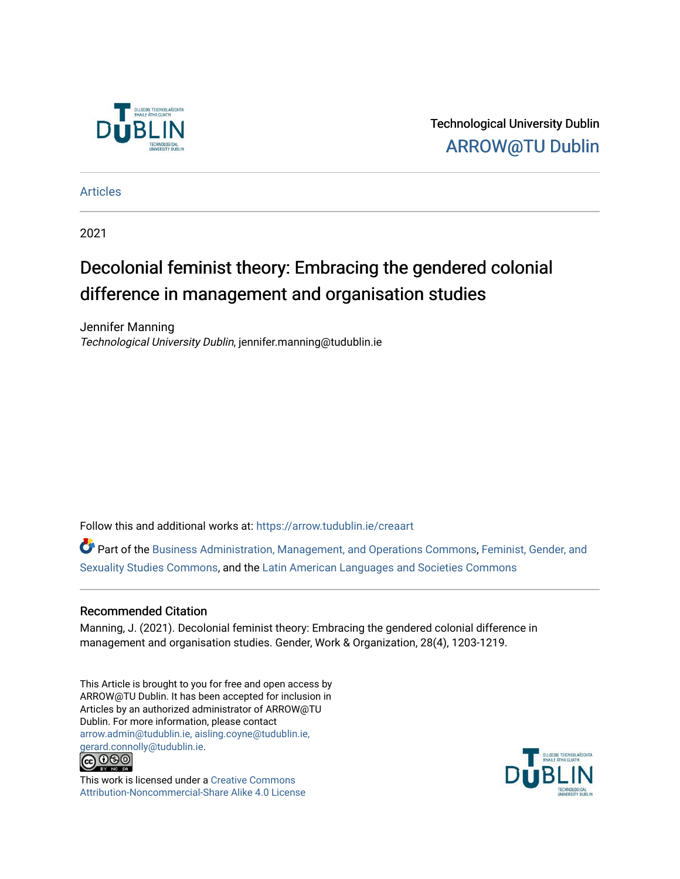Technological University Dublin

ARROW@TU Dublin

Articles

2021

# Decolonial feminist theory: Embracing the gendered colonial difference in management and organisation studies

Jennifer Manning
*Technological University Dublin*, jennifer.manning@tudublin.ie

Follow this and additional works at: https://arrow.tudublin.ie/creaart

Part of the Business Administration, Management, and Operations Commons, Feminist, Gender, and Sexuality Studies Commons, and the Latin American Languages and Societies Commons

## Recommended Citation

Manning, J. (2021). Decolonial feminist theory: Embracing the gendered colonial difference in management and organisation studies. Gender, Work & Organization, 28(4), 1203-1219.

This Article is brought to you for free and open access by ARROW@TU Dublin. It has been accepted for inclusion in Articles by an authorized administrator of ARROW@TU Dublin. For more information, please contact arrow.admin@tudublin.ie, aisling.coyne@tudublin.ie, gerard.connolly@tudublin.ie.

This work is licensed under a Creative Commons Attribution-Noncommercial-Share Alike 4.0 License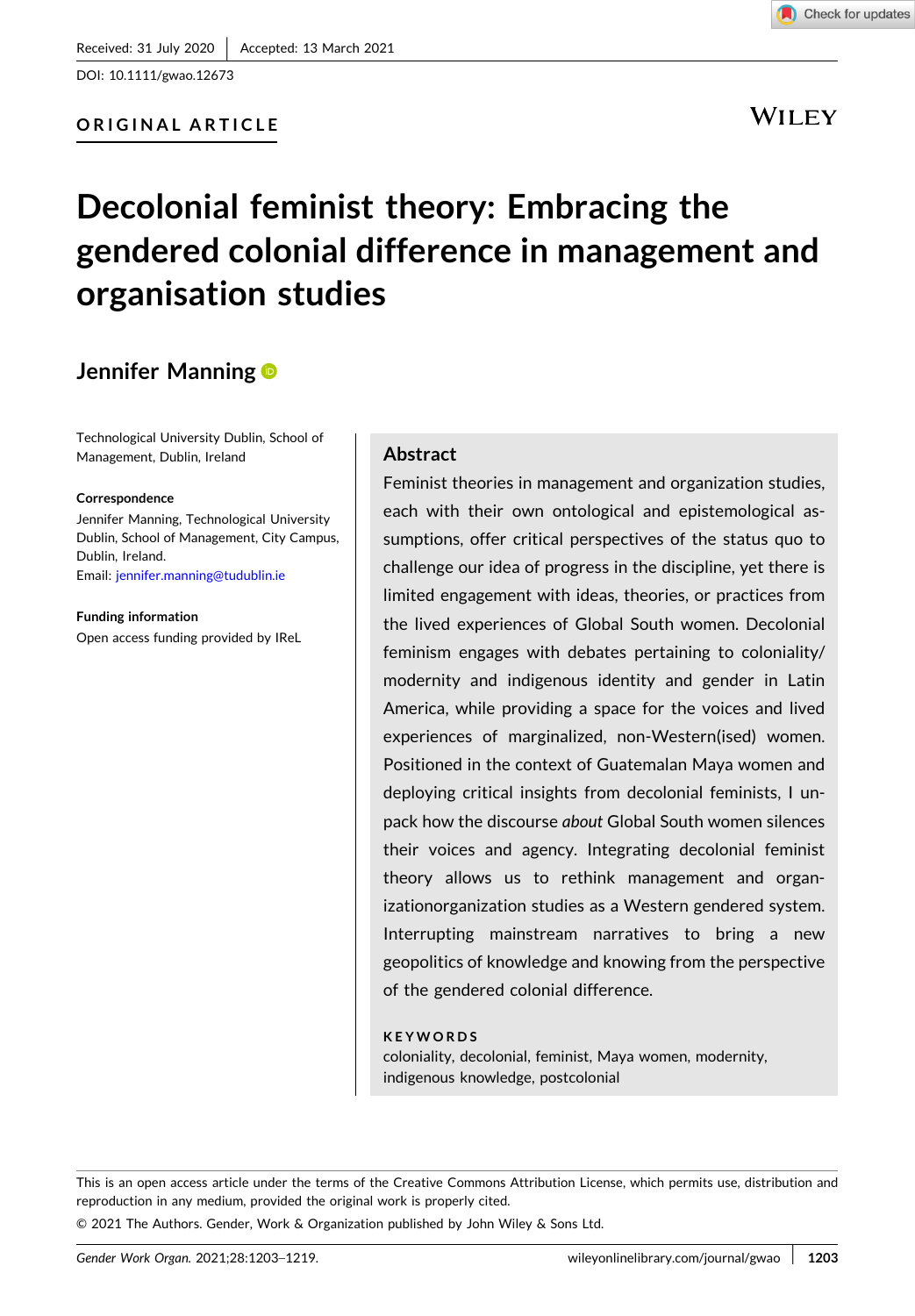Received: 31 July 2020 | Accepted: 13 March 2021

DOI: 10.1111/gwao.12673

**ORIGINAL ARTICLE**

# Decolonial feminist theory: Embracing the gendered colonial difference in management and organisation studies

**Jennifer Manning**

Technological University Dublin, School of Management, Dublin, Ireland

**Correspondence**

Jennifer Manning, Technological University Dublin, School of Management, City Campus, Dublin, Ireland.

Email: jennifer.manning@tudublin.ie

**Funding information**

Open access funding provided by IReL

## Abstract

Feminist theories in management and organization studies, each with their own ontological and epistemological assumptions, offer critical perspectives of the status quo to challenge our idea of progress in the discipline, yet there is limited engagement with ideas, theories, or practices from the lived experiences of Global South women. Decolonial feminism engages with debates pertaining to coloniality/modernity and indigenous identity and gender in Latin America, while providing a space for the voices and lived experiences of marginalized, non-Western(ised) women. Positioned in the context of Guatemalan Maya women and deploying critical insights from decolonial feminists, I unpack how the discourse *about* Global South women silences their voices and agency. Integrating decolonial feminist theory allows us to rethink management and organizationorganization studies as a Western gendered system. Interrupting mainstream narratives to bring a new geopolitics of knowledge and knowing from the perspective of the gendered colonial difference.

**KEYWORDS**

coloniality, decolonial, feminist, Maya women, modernity, indigenous knowledge, postcolonial

This is an open access article under the terms of the Creative Commons Attribution License, which permits use, distribution and reproduction in any medium, provided the original work is properly cited.

© 2021 The Authors. Gender, Work & Organization published by John Wiley & Sons Ltd.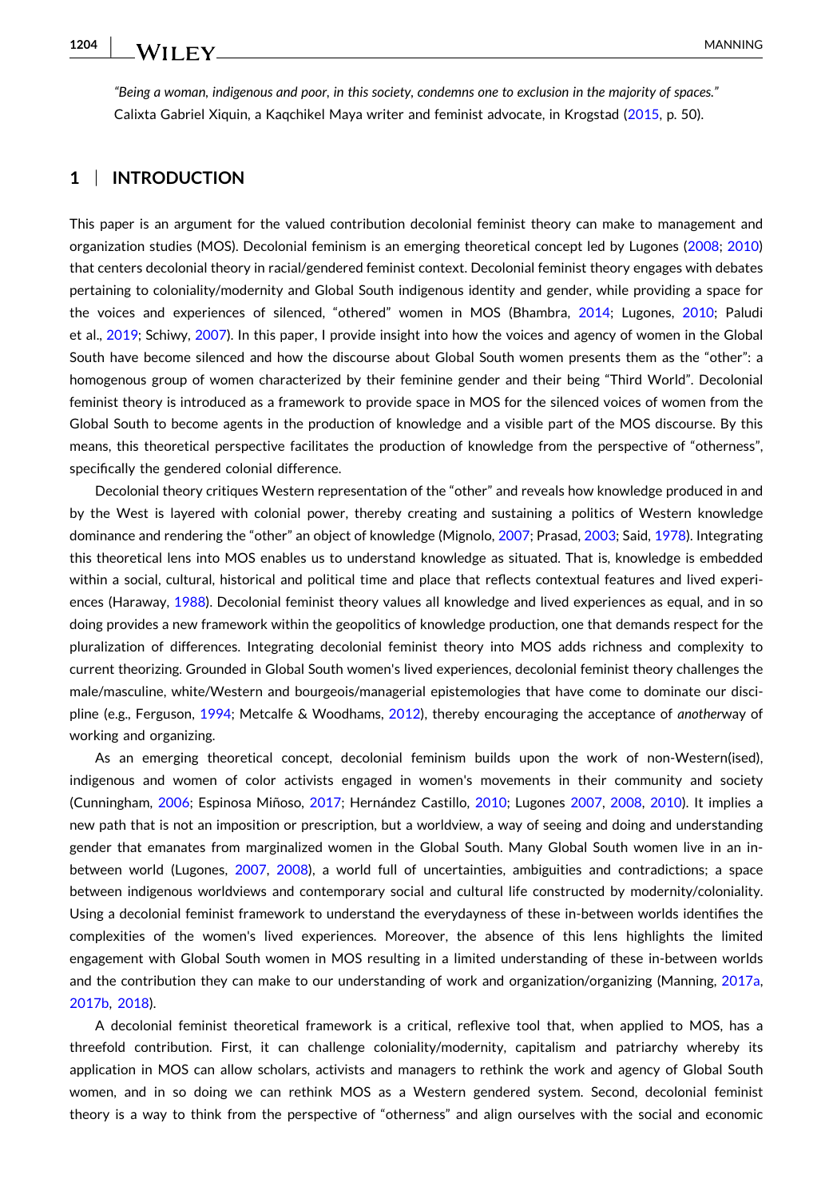*"Being a woman, indigenous and poor, in this society, condemns one to exclusion in the majority of spaces."*
Calixta Gabriel Xiquin, a Kaqchikel Maya writer and feminist advocate, in Krogstad (2015, p. 50).

## 1 | INTRODUCTION

This paper is an argument for the valued contribution decolonial feminist theory can make to management and organization studies (MOS). Decolonial feminism is an emerging theoretical concept led by Lugones (2008; 2010) that centers decolonial theory in racial/gendered feminist context. Decolonial feminist theory engages with debates pertaining to coloniality/modernity and Global South indigenous identity and gender, while providing a space for the voices and experiences of silenced, "othered" women in MOS (Bhambra, 2014; Lugones, 2010; Paludi et al., 2019; Schiwy, 2007). In this paper, I provide insight into how the voices and agency of women in the Global South have become silenced and how the discourse about Global South women presents them as the "other": a homogenous group of women characterized by their feminine gender and their being "Third World". Decolonial feminist theory is introduced as a framework to provide space in MOS for the silenced voices of women from the Global South to become agents in the production of knowledge and a visible part of the MOS discourse. By this means, this theoretical perspective facilitates the production of knowledge from the perspective of "otherness", specifically the gendered colonial difference.

Decolonial theory critiques Western representation of the "other" and reveals how knowledge produced in and by the West is layered with colonial power, thereby creating and sustaining a politics of Western knowledge dominance and rendering the "other" an object of knowledge (Mignolo, 2007; Prasad, 2003; Said, 1978). Integrating this theoretical lens into MOS enables us to understand knowledge as situated. That is, knowledge is embedded within a social, cultural, historical and political time and place that reflects contextual features and lived experiences (Haraway, 1988). Decolonial feminist theory values all knowledge and lived experiences as equal, and in so doing provides a new framework within the geopolitics of knowledge production, one that demands respect for the pluralization of differences. Integrating decolonial feminist theory into MOS adds richness and complexity to current theorizing. Grounded in Global South women's lived experiences, decolonial feminist theory challenges the male/masculine, white/Western and bourgeois/managerial epistemologies that have come to dominate our discipline (e.g., Ferguson, 1994; Metcalfe & Woodhams, 2012), thereby encouraging the acceptance of *another*way of working and organizing.

As an emerging theoretical concept, decolonial feminism builds upon the work of non-Western(ised), indigenous and women of color activists engaged in women's movements in their community and society (Cunningham, 2006; Espinosa Miñoso, 2017; Hernández Castillo, 2010; Lugones 2007, 2008, 2010). It implies a new path that is not an imposition or prescription, but a worldview, a way of seeing and doing and understanding gender that emanates from marginalized women in the Global South. Many Global South women live in an in-between world (Lugones, 2007, 2008), a world full of uncertainties, ambiguities and contradictions; a space between indigenous worldviews and contemporary social and cultural life constructed by modernity/coloniality. Using a decolonial feminist framework to understand the everydayness of these in-between worlds identifies the complexities of the women's lived experiences. Moreover, the absence of this lens highlights the limited engagement with Global South women in MOS resulting in a limited understanding of these in-between worlds and the contribution they can make to our understanding of work and organization/organizing (Manning, 2017a, 2017b, 2018).

A decolonial feminist theoretical framework is a critical, reflexive tool that, when applied to MOS, has a threefold contribution. First, it can challenge coloniality/modernity, capitalism and patriarchy whereby its application in MOS can allow scholars, activists and managers to rethink the work and agency of Global South women, and in so doing we can rethink MOS as a Western gendered system. Second, decolonial feminist theory is a way to think from the perspective of "otherness" and align ourselves with the social and economic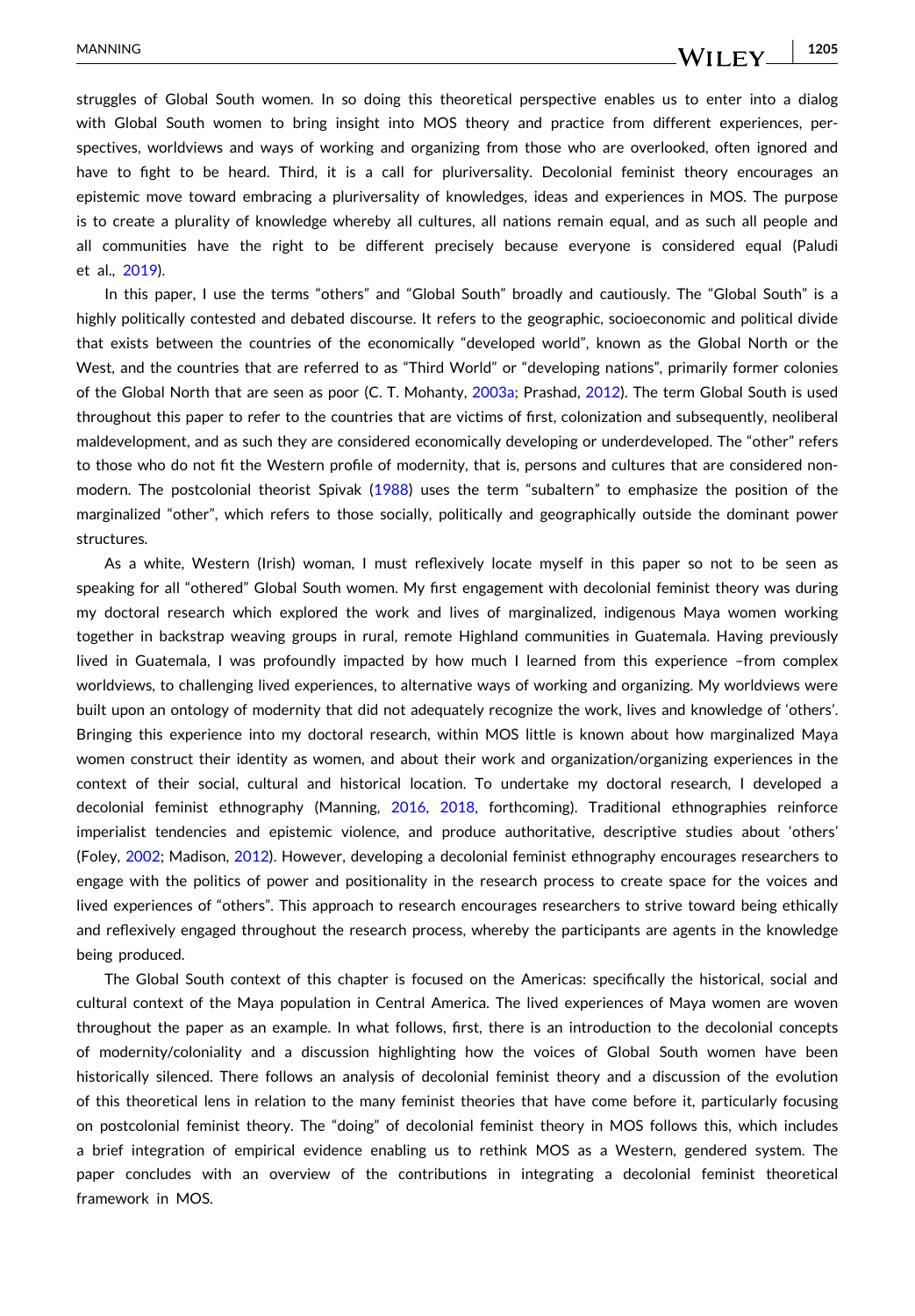struggles of Global South women. In so doing this theoretical perspective enables us to enter into a dialog with Global South women to bring insight into MOS theory and practice from different experiences, perspectives, worldviews and ways of working and organizing from those who are overlooked, often ignored and have to fight to be heard. Third, it is a call for pluriversality. Decolonial feminist theory encourages an epistemic move toward embracing a pluriversality of knowledges, ideas and experiences in MOS. The purpose is to create a plurality of knowledge whereby all cultures, all nations remain equal, and as such all people and all communities have the right to be different precisely because everyone is considered equal (Paludi et al., 2019).

In this paper, I use the terms "others" and "Global South" broadly and cautiously. The "Global South" is a highly politically contested and debated discourse. It refers to the geographic, socioeconomic and political divide that exists between the countries of the economically "developed world", known as the Global North or the West, and the countries that are referred to as "Third World" or "developing nations", primarily former colonies of the Global North that are seen as poor (C. T. Mohanty, 2003a; Prashad, 2012). The term Global South is used throughout this paper to refer to the countries that are victims of first, colonization and subsequently, neoliberal maldevelopment, and as such they are considered economically developing or underdeveloped. The "other" refers to those who do not fit the Western profile of modernity, that is, persons and cultures that are considered non-modern. The postcolonial theorist Spivak (1988) uses the term "subaltern" to emphasize the position of the marginalized "other", which refers to those socially, politically and geographically outside the dominant power structures.

As a white, Western (Irish) woman, I must reflexively locate myself in this paper so not to be seen as speaking for all "othered" Global South women. My first engagement with decolonial feminist theory was during my doctoral research which explored the work and lives of marginalized, indigenous Maya women working together in backstrap weaving groups in rural, remote Highland communities in Guatemala. Having previously lived in Guatemala, I was profoundly impacted by how much I learned from this experience –from complex worldviews, to challenging lived experiences, to alternative ways of working and organizing. My worldviews were built upon an ontology of modernity that did not adequately recognize the work, lives and knowledge of 'others'. Bringing this experience into my doctoral research, within MOS little is known about how marginalized Maya women construct their identity as women, and about their work and organization/organizing experiences in the context of their social, cultural and historical location. To undertake my doctoral research, I developed a decolonial feminist ethnography (Manning, 2016, 2018, forthcoming). Traditional ethnographies reinforce imperialist tendencies and epistemic violence, and produce authoritative, descriptive studies about 'others' (Foley, 2002; Madison, 2012). However, developing a decolonial feminist ethnography encourages researchers to engage with the politics of power and positionality in the research process to create space for the voices and lived experiences of "others". This approach to research encourages researchers to strive toward being ethically and reflexively engaged throughout the research process, whereby the participants are agents in the knowledge being produced.

The Global South context of this chapter is focused on the Americas: specifically the historical, social and cultural context of the Maya population in Central America. The lived experiences of Maya women are woven throughout the paper as an example. In what follows, first, there is an introduction to the decolonial concepts of modernity/coloniality and a discussion highlighting how the voices of Global South women have been historically silenced. There follows an analysis of decolonial feminist theory and a discussion of the evolution of this theoretical lens in relation to the many feminist theories that have come before it, particularly focusing on postcolonial feminist theory. The "doing" of decolonial feminist theory in MOS follows this, which includes a brief integration of empirical evidence enabling us to rethink MOS as a Western, gendered system. The paper concludes with an overview of the contributions in integrating a decolonial feminist theoretical framework in MOS.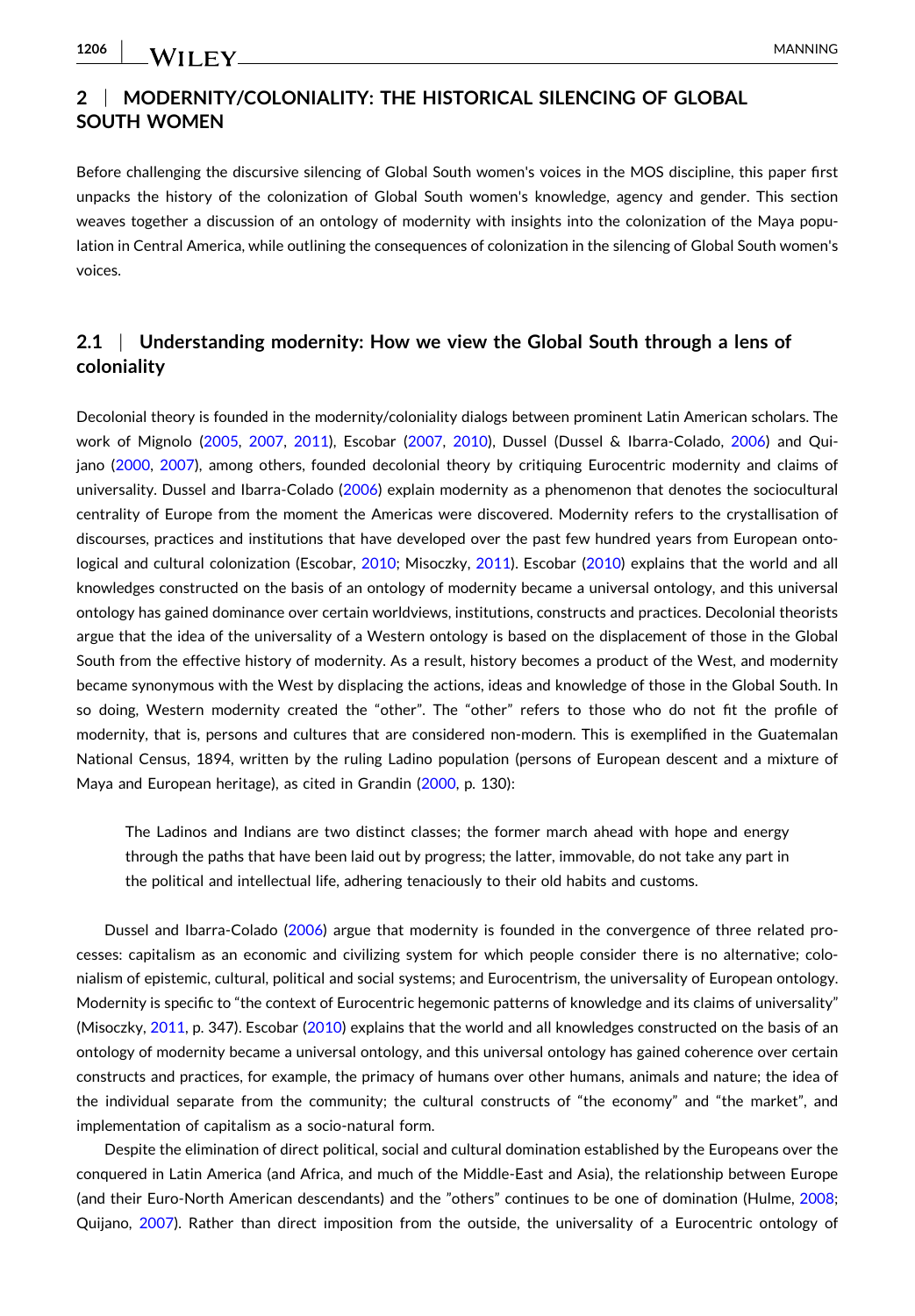## 2 | MODERNITY/COLONIALITY: THE HISTORICAL SILENCING OF GLOBAL SOUTH WOMEN

Before challenging the discursive silencing of Global South women's voices in the MOS discipline, this paper first unpacks the history of the colonization of Global South women's knowledge, agency and gender. This section weaves together a discussion of an ontology of modernity with insights into the colonization of the Maya population in Central America, while outlining the consequences of colonization in the silencing of Global South women's voices.

### 2.1 | Understanding modernity: How we view the Global South through a lens of coloniality

Decolonial theory is founded in the modernity/coloniality dialogs between prominent Latin American scholars. The work of Mignolo (2005, 2007, 2011), Escobar (2007, 2010), Dussel (Dussel & Ibarra-Colado, 2006) and Quijano (2000, 2007), among others, founded decolonial theory by critiquing Eurocentric modernity and claims of universality. Dussel and Ibarra-Colado (2006) explain modernity as a phenomenon that denotes the sociocultural centrality of Europe from the moment the Americas were discovered. Modernity refers to the crystallisation of discourses, practices and institutions that have developed over the past few hundred years from European ontological and cultural colonization (Escobar, 2010; Misoczky, 2011). Escobar (2010) explains that the world and all knowledges constructed on the basis of an ontology of modernity became a universal ontology, and this universal ontology has gained dominance over certain worldviews, institutions, constructs and practices. Decolonial theorists argue that the idea of the universality of a Western ontology is based on the displacement of those in the Global South from the effective history of modernity. As a result, history becomes a product of the West, and modernity became synonymous with the West by displacing the actions, ideas and knowledge of those in the Global South. In so doing, Western modernity created the "other". The "other" refers to those who do not fit the profile of modernity, that is, persons and cultures that are considered non-modern. This is exemplified in the Guatemalan National Census, 1894, written by the ruling Ladino population (persons of European descent and a mixture of Maya and European heritage), as cited in Grandin (2000, p. 130):

> The Ladinos and Indians are two distinct classes; the former march ahead with hope and energy through the paths that have been laid out by progress; the latter, immovable, do not take any part in the political and intellectual life, adhering tenaciously to their old habits and customs.

Dussel and Ibarra-Colado (2006) argue that modernity is founded in the convergence of three related processes: capitalism as an economic and civilizing system for which people consider there is no alternative; colonialism of epistemic, cultural, political and social systems; and Eurocentrism, the universality of European ontology. Modernity is specific to "the context of Eurocentric hegemonic patterns of knowledge and its claims of universality" (Misoczky, 2011, p. 347). Escobar (2010) explains that the world and all knowledges constructed on the basis of an ontology of modernity became a universal ontology, and this universal ontology has gained coherence over certain constructs and practices, for example, the primacy of humans over other humans, animals and nature; the idea of the individual separate from the community; the cultural constructs of "the economy" and "the market", and implementation of capitalism as a socio-natural form.

Despite the elimination of direct political, social and cultural domination established by the Europeans over the conquered in Latin America (and Africa, and much of the Middle-East and Asia), the relationship between Europe (and their Euro-North American descendants) and the "others" continues to be one of domination (Hulme, 2008; Quijano, 2007). Rather than direct imposition from the outside, the universality of a Eurocentric ontology of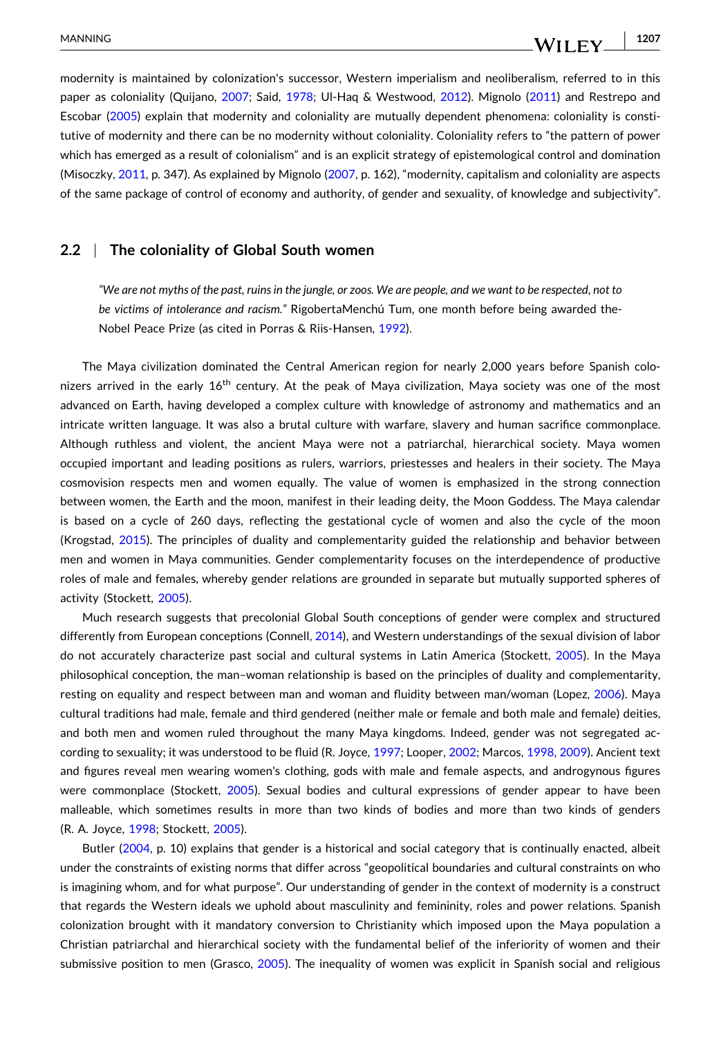modernity is maintained by colonization's successor, Western imperialism and neoliberalism, referred to in this paper as coloniality (Quijano, 2007; Said, 1978; Ul-Haq & Westwood, 2012). Mignolo (2011) and Restrepo and Escobar (2005) explain that modernity and coloniality are mutually dependent phenomena: coloniality is constitutive of modernity and there can be no modernity without coloniality. Coloniality refers to "the pattern of power which has emerged as a result of colonialism" and is an explicit strategy of epistemological control and domination (Misoczky, 2011, p. 347). As explained by Mignolo (2007, p. 162), "modernity, capitalism and coloniality are aspects of the same package of control of economy and authority, of gender and sexuality, of knowledge and subjectivity".

## 2.2 | The coloniality of Global South women

> *"We are not myths of the past, ruins in the jungle, or zoos. We are people, and we want to be respected, not to be victims of intolerance and racism."* RigobertaMenchú Tum, one month before being awarded the-Nobel Peace Prize (as cited in Porras & Riis-Hansen, 1992).

The Maya civilization dominated the Central American region for nearly 2,000 years before Spanish colonizers arrived in the early 16th century. At the peak of Maya civilization, Maya society was one of the most advanced on Earth, having developed a complex culture with knowledge of astronomy and mathematics and an intricate written language. It was also a brutal culture with warfare, slavery and human sacrifice commonplace. Although ruthless and violent, the ancient Maya were not a patriarchal, hierarchical society. Maya women occupied important and leading positions as rulers, warriors, priestesses and healers in their society. The Maya cosmovision respects men and women equally. The value of women is emphasized in the strong connection between women, the Earth and the moon, manifest in their leading deity, the Moon Goddess. The Maya calendar is based on a cycle of 260 days, reflecting the gestational cycle of women and also the cycle of the moon (Krogstad, 2015). The principles of duality and complementarity guided the relationship and behavior between men and women in Maya communities. Gender complementarity focuses on the interdependence of productive roles of male and females, whereby gender relations are grounded in separate but mutually supported spheres of activity (Stockett, 2005).

Much research suggests that precolonial Global South conceptions of gender were complex and structured differently from European conceptions (Connell, 2014), and Western understandings of the sexual division of labor do not accurately characterize past social and cultural systems in Latin America (Stockett, 2005). In the Maya philosophical conception, the man–woman relationship is based on the principles of duality and complementarity, resting on equality and respect between man and woman and fluidity between man/woman (Lopez, 2006). Maya cultural traditions had male, female and third gendered (neither male or female and both male and female) deities, and both men and women ruled throughout the many Maya kingdoms. Indeed, gender was not segregated according to sexuality; it was understood to be fluid (R. Joyce, 1997; Looper, 2002; Marcos, 1998, 2009). Ancient text and figures reveal men wearing women's clothing, gods with male and female aspects, and androgynous figures were commonplace (Stockett, 2005). Sexual bodies and cultural expressions of gender appear to have been malleable, which sometimes results in more than two kinds of bodies and more than two kinds of genders (R. A. Joyce, 1998; Stockett, 2005).

Butler (2004, p. 10) explains that gender is a historical and social category that is continually enacted, albeit under the constraints of existing norms that differ across "geopolitical boundaries and cultural constraints on who is imagining whom, and for what purpose". Our understanding of gender in the context of modernity is a construct that regards the Western ideals we uphold about masculinity and femininity, roles and power relations. Spanish colonization brought with it mandatory conversion to Christianity which imposed upon the Maya population a Christian patriarchal and hierarchical society with the fundamental belief of the inferiority of women and their submissive position to men (Grasco, 2005). The inequality of women was explicit in Spanish social and religious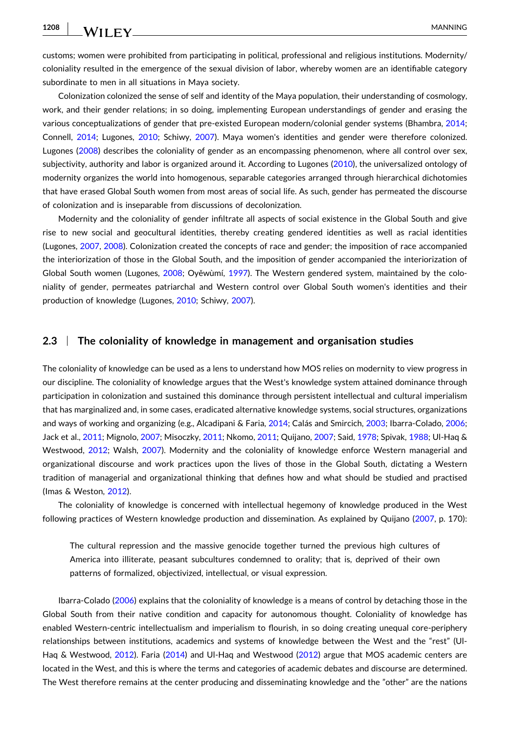customs; women were prohibited from participating in political, professional and religious institutions. Modernity/coloniality resulted in the emergence of the sexual division of labor, whereby women are an identifiable category subordinate to men in all situations in Maya society.

Colonization colonized the sense of self and identity of the Maya population, their understanding of cosmology, work, and their gender relations; in so doing, implementing European understandings of gender and erasing the various conceptualizations of gender that pre-existed European modern/colonial gender systems (Bhambra, 2014; Connell, 2014; Lugones, 2010; Schiwy, 2007). Maya women's identities and gender were therefore colonized. Lugones (2008) describes the coloniality of gender as an encompassing phenomenon, where all control over sex, subjectivity, authority and labor is organized around it. According to Lugones (2010), the universalized ontology of modernity organizes the world into homogenous, separable categories arranged through hierarchical dichotomies that have erased Global South women from most areas of social life. As such, gender has permeated the discourse of colonization and is inseparable from discussions of decolonization.

Modernity and the coloniality of gender infiltrate all aspects of social existence in the Global South and give rise to new social and geocultural identities, thereby creating gendered identities as well as racial identities (Lugones, 2007, 2008). Colonization created the concepts of race and gender; the imposition of race accompanied the interiorization of those in the Global South, and the imposition of gender accompanied the interiorization of Global South women (Lugones, 2008; Oyěwùmí, 1997). The Western gendered system, maintained by the coloniality of gender, permeates patriarchal and Western control over Global South women's identities and their production of knowledge (Lugones, 2010; Schiwy, 2007).

### 2.3 | The coloniality of knowledge in management and organisation studies

The coloniality of knowledge can be used as a lens to understand how MOS relies on modernity to view progress in our discipline. The coloniality of knowledge argues that the West's knowledge system attained dominance through participation in colonization and sustained this dominance through persistent intellectual and cultural imperialism that has marginalized and, in some cases, eradicated alternative knowledge systems, social structures, organizations and ways of working and organizing (e.g., Alcadipani & Faria, 2014; Calás and Smircich, 2003; Ibarra-Colado, 2006; Jack et al., 2011; Mignolo, 2007; Misoczky, 2011; Nkomo, 2011; Quijano, 2007; Said, 1978; Spivak, 1988; Ul-Haq & Westwood, 2012; Walsh, 2007). Modernity and the coloniality of knowledge enforce Western managerial and organizational discourse and work practices upon the lives of those in the Global South, dictating a Western tradition of managerial and organizational thinking that defines how and what should be studied and practised (Imas & Weston, 2012).

The coloniality of knowledge is concerned with intellectual hegemony of knowledge produced in the West following practices of Western knowledge production and dissemination. As explained by Quijano (2007, p. 170):

> The cultural repression and the massive genocide together turned the previous high cultures of America into illiterate, peasant subcultures condemned to orality; that is, deprived of their own patterns of formalized, objectivized, intellectual, or visual expression.

Ibarra-Colado (2006) explains that the coloniality of knowledge is a means of control by detaching those in the Global South from their native condition and capacity for autonomous thought. Coloniality of knowledge has enabled Western-centric intellectualism and imperialism to flourish, in so doing creating unequal core-periphery relationships between institutions, academics and systems of knowledge between the West and the "rest" (Ul-Haq & Westwood, 2012). Faria (2014) and Ul-Haq and Westwood (2012) argue that MOS academic centers are located in the West, and this is where the terms and categories of academic debates and discourse are determined. The West therefore remains at the center producing and disseminating knowledge and the "other" are the nations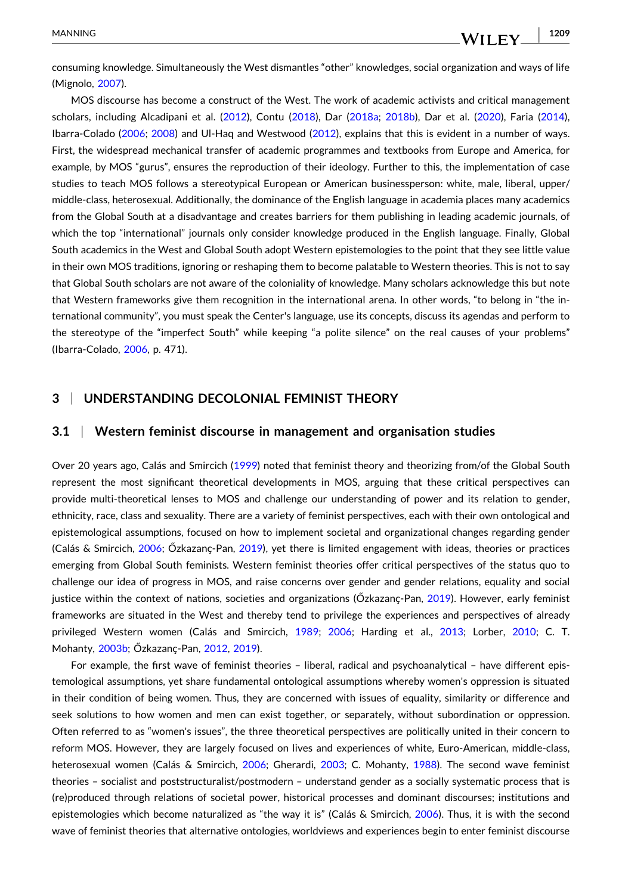consuming knowledge. Simultaneously the West dismantles "other" knowledges, social organization and ways of life (Mignolo, 2007).

MOS discourse has become a construct of the West. The work of academic activists and critical management scholars, including Alcadipani et al. (2012), Contu (2018), Dar (2018a; 2018b), Dar et al. (2020), Faria (2014), Ibarra-Colado (2006; 2008) and Ul-Haq and Westwood (2012), explains that this is evident in a number of ways. First, the widespread mechanical transfer of academic programmes and textbooks from Europe and America, for example, by MOS "gurus", ensures the reproduction of their ideology. Further to this, the implementation of case studies to teach MOS follows a stereotypical European or American businessperson: white, male, liberal, upper/middle-class, heterosexual. Additionally, the dominance of the English language in academia places many academics from the Global South at a disadvantage and creates barriers for them publishing in leading academic journals, of which the top "international" journals only consider knowledge produced in the English language. Finally, Global South academics in the West and Global South adopt Western epistemologies to the point that they see little value in their own MOS traditions, ignoring or reshaping them to become palatable to Western theories. This is not to say that Global South scholars are not aware of the coloniality of knowledge. Many scholars acknowledge this but note that Western frameworks give them recognition in the international arena. In other words, "to belong in "the international community", you must speak the Center's language, use its concepts, discuss its agendas and perform to the stereotype of the "imperfect South" while keeping "a polite silence" on the real causes of your problems" (Ibarra-Colado, 2006, p. 471).

## 3 | UNDERSTANDING DECOLONIAL FEMINIST THEORY

### 3.1 | Western feminist discourse in management and organisation studies

Over 20 years ago, Calás and Smircich (1999) noted that feminist theory and theorizing from/of the Global South represent the most significant theoretical developments in MOS, arguing that these critical perspectives can provide multi-theoretical lenses to MOS and challenge our understanding of power and its relation to gender, ethnicity, race, class and sexuality. There are a variety of feminist perspectives, each with their own ontological and epistemological assumptions, focused on how to implement societal and organizational changes regarding gender (Calás & Smircich, 2006; Őzkazanç-Pan, 2019), yet there is limited engagement with ideas, theories or practices emerging from Global South feminists. Western feminist theories offer critical perspectives of the status quo to challenge our idea of progress in MOS, and raise concerns over gender and gender relations, equality and social justice within the context of nations, societies and organizations (Őzkazanç-Pan, 2019). However, early feminist frameworks are situated in the West and thereby tend to privilege the experiences and perspectives of already privileged Western women (Calás and Smircich, 1989; 2006; Harding et al., 2013; Lorber, 2010; C. T. Mohanty, 2003b; Őzkazanç-Pan, 2012, 2019).

For example, the first wave of feminist theories – liberal, radical and psychoanalytical – have different epistemological assumptions, yet share fundamental ontological assumptions whereby women's oppression is situated in their condition of being women. Thus, they are concerned with issues of equality, similarity or difference and seek solutions to how women and men can exist together, or separately, without subordination or oppression. Often referred to as "women's issues", the three theoretical perspectives are politically united in their concern to reform MOS. However, they are largely focused on lives and experiences of white, Euro-American, middle-class, heterosexual women (Calás & Smircich, 2006; Gherardi, 2003; C. Mohanty, 1988). The second wave feminist theories – socialist and poststructuralist/postmodern – understand gender as a socially systematic process that is (re)produced through relations of societal power, historical processes and dominant discourses; institutions and epistemologies which become naturalized as "the way it is" (Calás & Smircich, 2006). Thus, it is with the second wave of feminist theories that alternative ontologies, worldviews and experiences begin to enter feminist discourse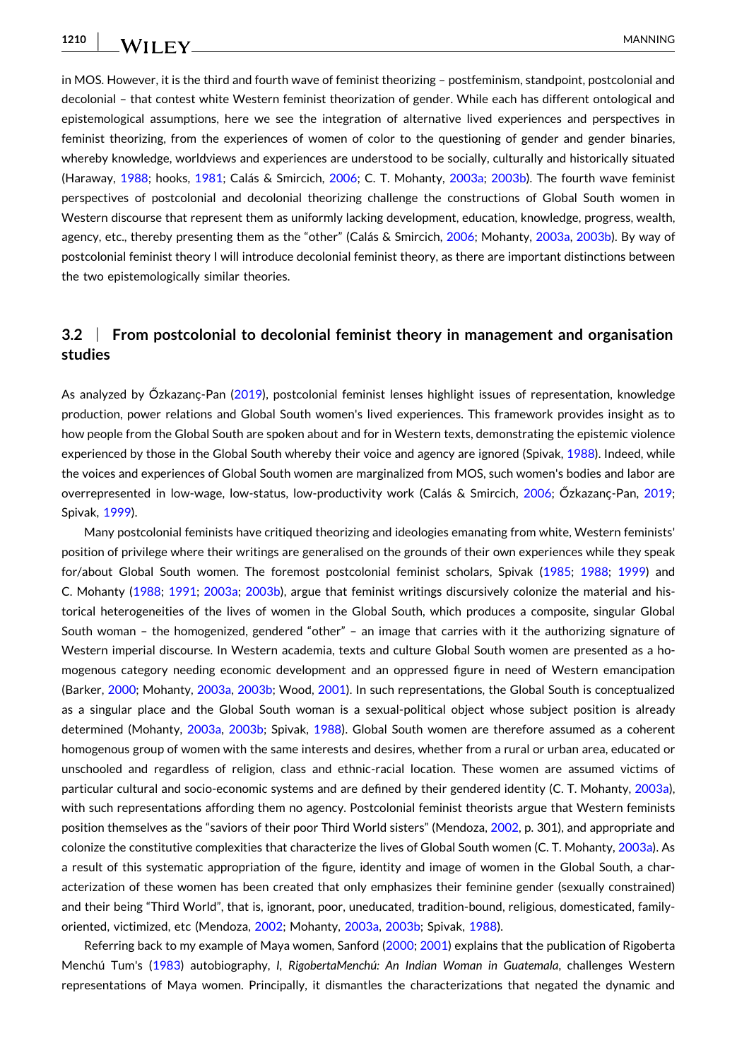in MOS. However, it is the third and fourth wave of feminist theorizing – postfeminism, standpoint, postcolonial and decolonial – that contest white Western feminist theorization of gender. While each has different ontological and epistemological assumptions, here we see the integration of alternative lived experiences and perspectives in feminist theorizing, from the experiences of women of color to the questioning of gender and gender binaries, whereby knowledge, worldviews and experiences are understood to be socially, culturally and historically situated (Haraway, 1988; hooks, 1981; Calás & Smircich, 2006; C. T. Mohanty, 2003a; 2003b). The fourth wave feminist perspectives of postcolonial and decolonial theorizing challenge the constructions of Global South women in Western discourse that represent them as uniformly lacking development, education, knowledge, progress, wealth, agency, etc., thereby presenting them as the "other" (Calás & Smircich, 2006; Mohanty, 2003a, 2003b). By way of postcolonial feminist theory I will introduce decolonial feminist theory, as there are important distinctions between the two epistemologically similar theories.

## 3.2 | From postcolonial to decolonial feminist theory in management and organisation studies

As analyzed by Őzkazanç-Pan (2019), postcolonial feminist lenses highlight issues of representation, knowledge production, power relations and Global South women's lived experiences. This framework provides insight as to how people from the Global South are spoken about and for in Western texts, demonstrating the epistemic violence experienced by those in the Global South whereby their voice and agency are ignored (Spivak, 1988). Indeed, while the voices and experiences of Global South women are marginalized from MOS, such women's bodies and labor are overrepresented in low-wage, low-status, low-productivity work (Calás & Smircich, 2006; Őzkazanç-Pan, 2019; Spivak, 1999).

Many postcolonial feminists have critiqued theorizing and ideologies emanating from white, Western feminists' position of privilege where their writings are generalised on the grounds of their own experiences while they speak for/about Global South women. The foremost postcolonial feminist scholars, Spivak (1985; 1988; 1999) and C. Mohanty (1988; 1991; 2003a; 2003b), argue that feminist writings discursively colonize the material and historical heterogeneities of the lives of women in the Global South, which produces a composite, singular Global South woman – the homogenized, gendered "other" – an image that carries with it the authorizing signature of Western imperial discourse. In Western academia, texts and culture Global South women are presented as a homogenous category needing economic development and an oppressed figure in need of Western emancipation (Barker, 2000; Mohanty, 2003a, 2003b; Wood, 2001). In such representations, the Global South is conceptualized as a singular place and the Global South woman is a sexual-political object whose subject position is already determined (Mohanty, 2003a, 2003b; Spivak, 1988). Global South women are therefore assumed as a coherent homogenous group of women with the same interests and desires, whether from a rural or urban area, educated or unschooled and regardless of religion, class and ethnic-racial location. These women are assumed victims of particular cultural and socio-economic systems and are defined by their gendered identity (C. T. Mohanty, 2003a), with such representations affording them no agency. Postcolonial feminist theorists argue that Western feminists position themselves as the "saviors of their poor Third World sisters" (Mendoza, 2002, p. 301), and appropriate and colonize the constitutive complexities that characterize the lives of Global South women (C. T. Mohanty, 2003a). As a result of this systematic appropriation of the figure, identity and image of women in the Global South, a characterization of these women has been created that only emphasizes their feminine gender (sexually constrained) and their being "Third World", that is, ignorant, poor, uneducated, tradition-bound, religious, domesticated, family-oriented, victimized, etc (Mendoza, 2002; Mohanty, 2003a, 2003b; Spivak, 1988).

Referring back to my example of Maya women, Sanford (2000; 2001) explains that the publication of Rigoberta Menchú Tum's (1983) autobiography, *I, RigobertaMenchú: An Indian Woman in Guatemala*, challenges Western representations of Maya women. Principally, it dismantles the characterizations that negated the dynamic and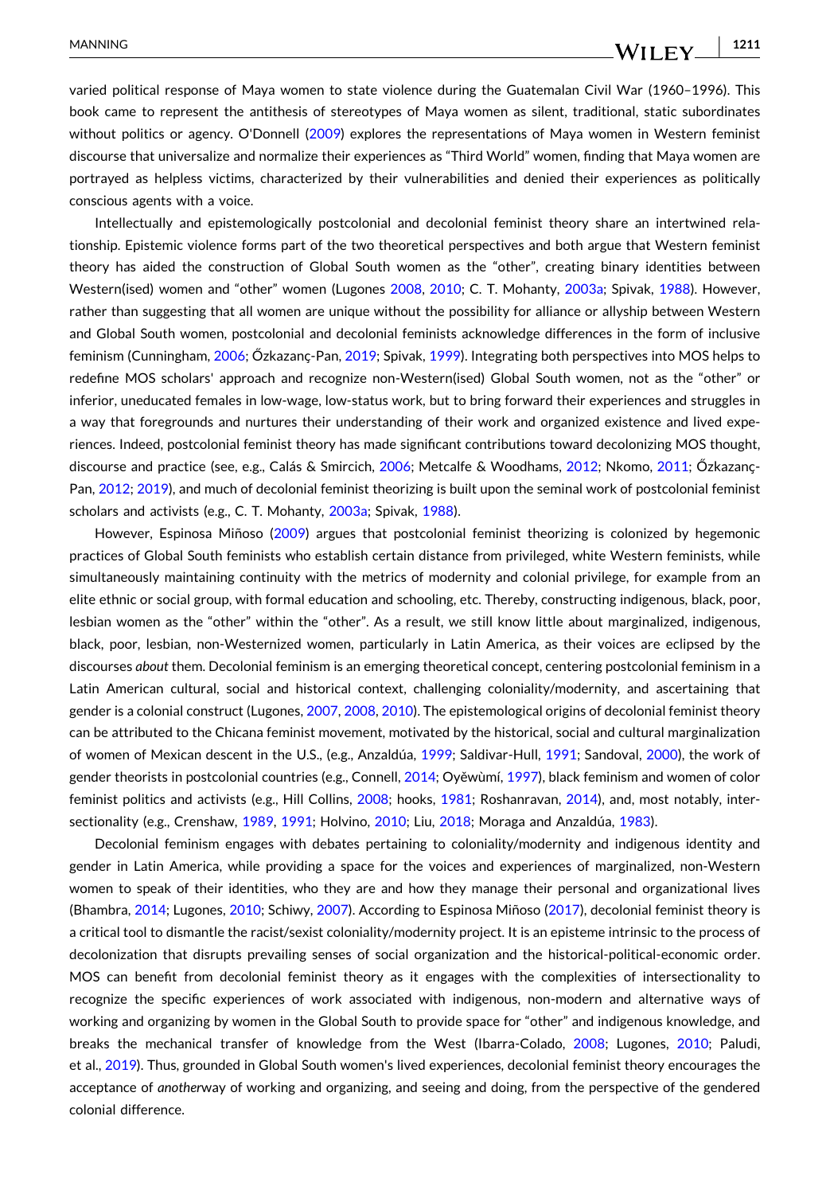varied political response of Maya women to state violence during the Guatemalan Civil War (1960–1996). This book came to represent the antithesis of stereotypes of Maya women as silent, traditional, static subordinates without politics or agency. O'Donnell (2009) explores the representations of Maya women in Western feminist discourse that universalize and normalize their experiences as "Third World" women, finding that Maya women are portrayed as helpless victims, characterized by their vulnerabilities and denied their experiences as politically conscious agents with a voice.

Intellectually and epistemologically postcolonial and decolonial feminist theory share an intertwined relationship. Epistemic violence forms part of the two theoretical perspectives and both argue that Western feminist theory has aided the construction of Global South women as the "other", creating binary identities between Western(ised) women and "other" women (Lugones 2008, 2010; C. T. Mohanty, 2003a; Spivak, 1988). However, rather than suggesting that all women are unique without the possibility for alliance or allyship between Western and Global South women, postcolonial and decolonial feminists acknowledge differences in the form of inclusive feminism (Cunningham, 2006; Őzkazanç-Pan, 2019; Spivak, 1999). Integrating both perspectives into MOS helps to redefine MOS scholars' approach and recognize non-Western(ised) Global South women, not as the "other" or inferior, uneducated females in low-wage, low-status work, but to bring forward their experiences and struggles in a way that foregrounds and nurtures their understanding of their work and organized existence and lived experiences. Indeed, postcolonial feminist theory has made significant contributions toward decolonizing MOS thought, discourse and practice (see, e.g., Calás & Smircich, 2006; Metcalfe & Woodhams, 2012; Nkomo, 2011; Őzkazanç-Pan, 2012; 2019), and much of decolonial feminist theorizing is built upon the seminal work of postcolonial feminist scholars and activists (e.g., C. T. Mohanty, 2003a; Spivak, 1988).

However, Espinosa Miñoso (2009) argues that postcolonial feminist theorizing is colonized by hegemonic practices of Global South feminists who establish certain distance from privileged, white Western feminists, while simultaneously maintaining continuity with the metrics of modernity and colonial privilege, for example from an elite ethnic or social group, with formal education and schooling, etc. Thereby, constructing indigenous, black, poor, lesbian women as the "other" within the "other". As a result, we still know little about marginalized, indigenous, black, poor, lesbian, non-Westernized women, particularly in Latin America, as their voices are eclipsed by the discourses *about* them. Decolonial feminism is an emerging theoretical concept, centering postcolonial feminism in a Latin American cultural, social and historical context, challenging coloniality/modernity, and ascertaining that gender is a colonial construct (Lugones, 2007, 2008, 2010). The epistemological origins of decolonial feminist theory can be attributed to the Chicana feminist movement, motivated by the historical, social and cultural marginalization of women of Mexican descent in the U.S., (e.g., Anzaldúa, 1999; Saldivar-Hull, 1991; Sandoval, 2000), the work of gender theorists in postcolonial countries (e.g., Connell, 2014; Oyěwùmí, 1997), black feminism and women of color feminist politics and activists (e.g., Hill Collins, 2008; hooks, 1981; Roshanravan, 2014), and, most notably, intersectionality (e.g., Crenshaw, 1989, 1991; Holvino, 2010; Liu, 2018; Moraga and Anzaldúa, 1983).

Decolonial feminism engages with debates pertaining to coloniality/modernity and indigenous identity and gender in Latin America, while providing a space for the voices and experiences of marginalized, non-Western women to speak of their identities, who they are and how they manage their personal and organizational lives (Bhambra, 2014; Lugones, 2010; Schiwy, 2007). According to Espinosa Miñoso (2017), decolonial feminist theory is a critical tool to dismantle the racist/sexist coloniality/modernity project. It is an episteme intrinsic to the process of decolonization that disrupts prevailing senses of social organization and the historical-political-economic order. MOS can benefit from decolonial feminist theory as it engages with the complexities of intersectionality to recognize the specific experiences of work associated with indigenous, non-modern and alternative ways of working and organizing by women in the Global South to provide space for "other" and indigenous knowledge, and breaks the mechanical transfer of knowledge from the West (Ibarra-Colado, 2008; Lugones, 2010; Paludi, et al., 2019). Thus, grounded in Global South women's lived experiences, decolonial feminist theory encourages the acceptance of *another*way of working and organizing, and seeing and doing, from the perspective of the gendered colonial difference.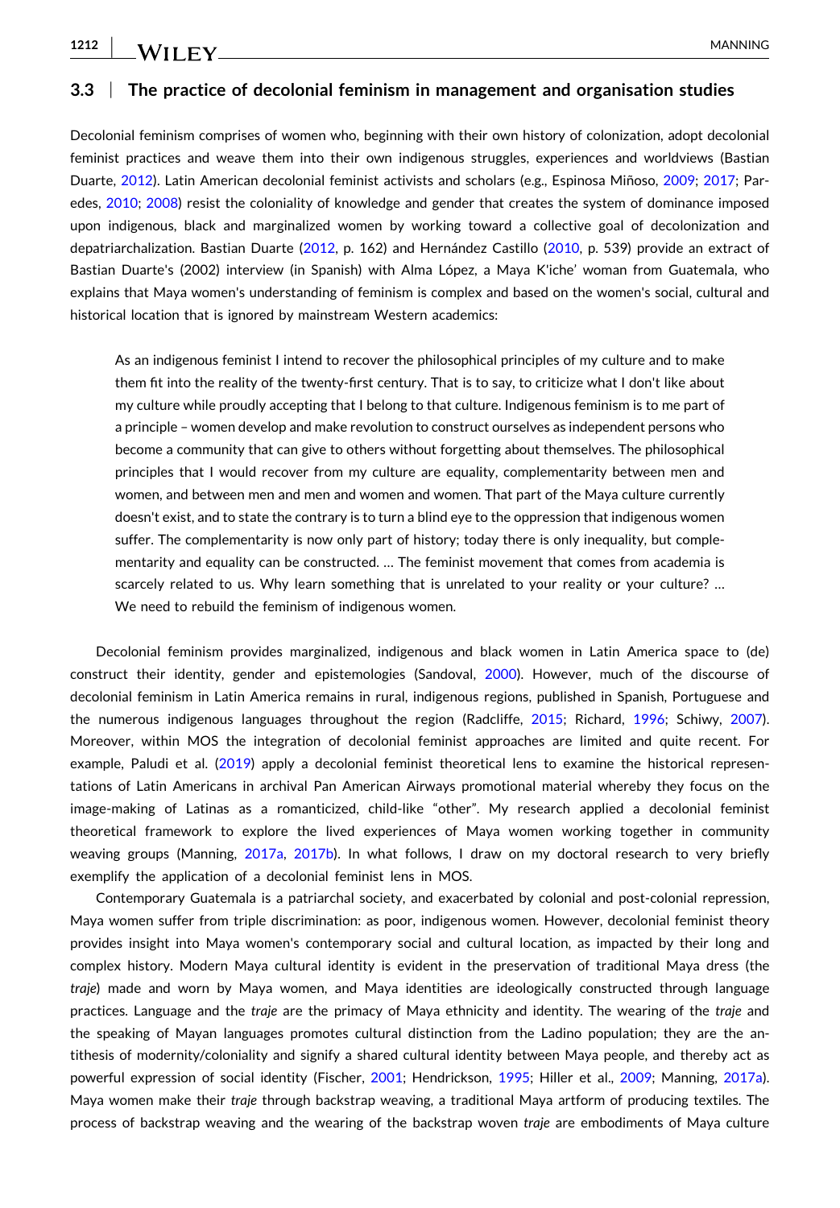### 3.3 | The practice of decolonial feminism in management and organisation studies

Decolonial feminism comprises of women who, beginning with their own history of colonization, adopt decolonial feminist practices and weave them into their own indigenous struggles, experiences and worldviews (Bastian Duarte, 2012). Latin American decolonial feminist activists and scholars (e.g., Espinosa Miñoso, 2009; 2017; Paredes, 2010; 2008) resist the coloniality of knowledge and gender that creates the system of dominance imposed upon indigenous, black and marginalized women by working toward a collective goal of decolonization and depatriarchalization. Bastian Duarte (2012, p. 162) and Hernández Castillo (2010, p. 539) provide an extract of Bastian Duarte's (2002) interview (in Spanish) with Alma López, a Maya K'iche' woman from Guatemala, who explains that Maya women's understanding of feminism is complex and based on the women's social, cultural and historical location that is ignored by mainstream Western academics:

> As an indigenous feminist I intend to recover the philosophical principles of my culture and to make them fit into the reality of the twenty-first century. That is to say, to criticize what I don't like about my culture while proudly accepting that I belong to that culture. Indigenous feminism is to me part of a principle – women develop and make revolution to construct ourselves as independent persons who become a community that can give to others without forgetting about themselves. The philosophical principles that I would recover from my culture are equality, complementarity between men and women, and between men and men and women and women. That part of the Maya culture currently doesn't exist, and to state the contrary is to turn a blind eye to the oppression that indigenous women suffer. The complementarity is now only part of history; today there is only inequality, but complementarity and equality can be constructed. … The feminist movement that comes from academia is scarcely related to us. Why learn something that is unrelated to your reality or your culture? … We need to rebuild the feminism of indigenous women.

Decolonial feminism provides marginalized, indigenous and black women in Latin America space to (de) construct their identity, gender and epistemologies (Sandoval, 2000). However, much of the discourse of decolonial feminism in Latin America remains in rural, indigenous regions, published in Spanish, Portuguese and the numerous indigenous languages throughout the region (Radcliffe, 2015; Richard, 1996; Schiwy, 2007). Moreover, within MOS the integration of decolonial feminist approaches are limited and quite recent. For example, Paludi et al. (2019) apply a decolonial feminist theoretical lens to examine the historical representations of Latin Americans in archival Pan American Airways promotional material whereby they focus on the image-making of Latinas as a romanticized, child-like "other". My research applied a decolonial feminist theoretical framework to explore the lived experiences of Maya women working together in community weaving groups (Manning, 2017a, 2017b). In what follows, I draw on my doctoral research to very briefly exemplify the application of a decolonial feminist lens in MOS.

Contemporary Guatemala is a patriarchal society, and exacerbated by colonial and post-colonial repression, Maya women suffer from triple discrimination: as poor, indigenous women. However, decolonial feminist theory provides insight into Maya women's contemporary social and cultural location, as impacted by their long and complex history. Modern Maya cultural identity is evident in the preservation of traditional Maya dress (the *traje*) made and worn by Maya women, and Maya identities are ideologically constructed through language practices. Language and the *traje* are the primacy of Maya ethnicity and identity. The wearing of the *traje* and the speaking of Mayan languages promotes cultural distinction from the Ladino population; they are the antithesis of modernity/coloniality and signify a shared cultural identity between Maya people, and thereby act as powerful expression of social identity (Fischer, 2001; Hendrickson, 1995; Hiller et al., 2009; Manning, 2017a). Maya women make their *traje* through backstrap weaving, a traditional Maya artform of producing textiles. The process of backstrap weaving and the wearing of the backstrap woven *traje* are embodiments of Maya culture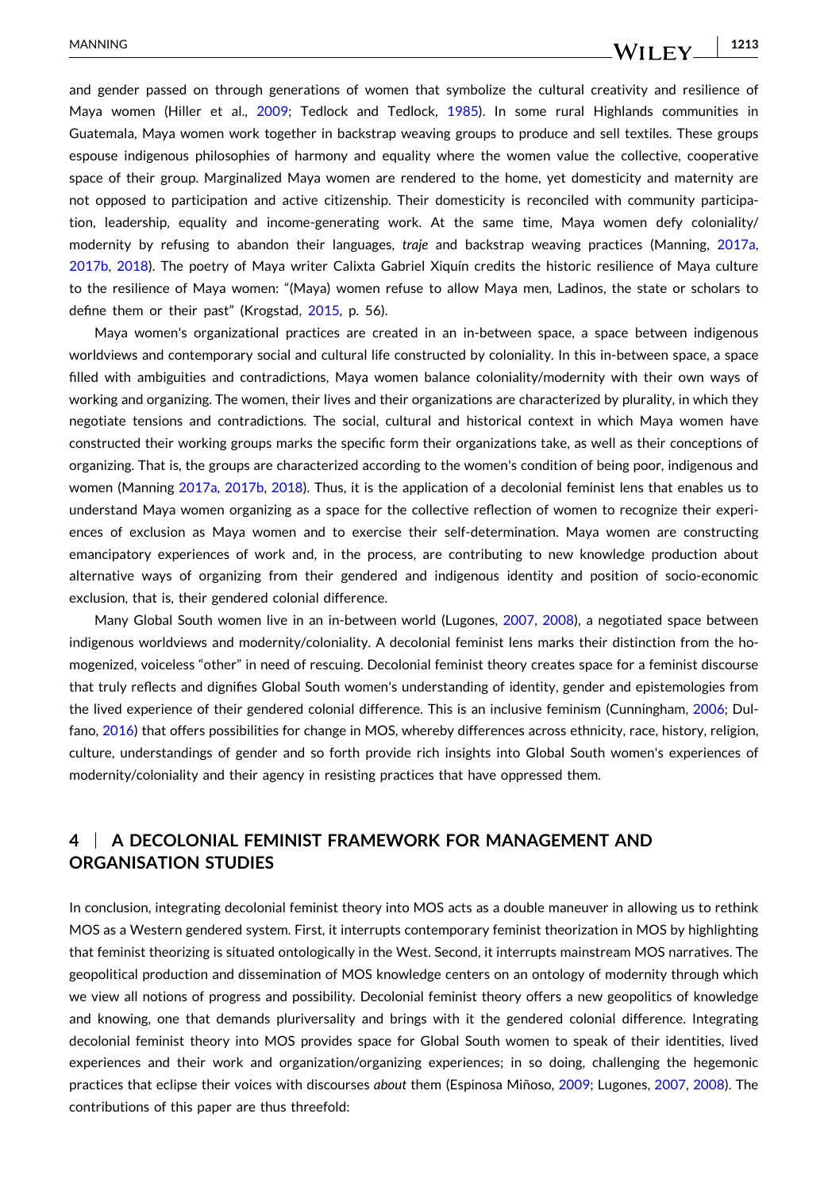and gender passed on through generations of women that symbolize the cultural creativity and resilience of Maya women (Hiller et al., 2009; Tedlock and Tedlock, 1985). In some rural Highlands communities in Guatemala, Maya women work together in backstrap weaving groups to produce and sell textiles. These groups espouse indigenous philosophies of harmony and equality where the women value the collective, cooperative space of their group. Marginalized Maya women are rendered to the home, yet domesticity and maternity are not opposed to participation and active citizenship. Their domesticity is reconciled with community participation, leadership, equality and income-generating work. At the same time, Maya women defy coloniality/modernity by refusing to abandon their languages, *traje* and backstrap weaving practices (Manning, 2017a, 2017b, 2018). The poetry of Maya writer Calixta Gabriel Xiquín credits the historic resilience of Maya culture to the resilience of Maya women: "(Maya) women refuse to allow Maya men, Ladinos, the state or scholars to define them or their past" (Krogstad, 2015, p. 56).

Maya women's organizational practices are created in an in-between space, a space between indigenous worldviews and contemporary social and cultural life constructed by coloniality. In this in-between space, a space filled with ambiguities and contradictions, Maya women balance coloniality/modernity with their own ways of working and organizing. The women, their lives and their organizations are characterized by plurality, in which they negotiate tensions and contradictions. The social, cultural and historical context in which Maya women have constructed their working groups marks the specific form their organizations take, as well as their conceptions of organizing. That is, the groups are characterized according to the women's condition of being poor, indigenous and women (Manning 2017a, 2017b, 2018). Thus, it is the application of a decolonial feminist lens that enables us to understand Maya women organizing as a space for the collective reflection of women to recognize their experiences of exclusion as Maya women and to exercise their self-determination. Maya women are constructing emancipatory experiences of work and, in the process, are contributing to new knowledge production about alternative ways of organizing from their gendered and indigenous identity and position of socio-economic exclusion, that is, their gendered colonial difference.

Many Global South women live in an in-between world (Lugones, 2007, 2008), a negotiated space between indigenous worldviews and modernity/coloniality. A decolonial feminist lens marks their distinction from the homogenized, voiceless "other" in need of rescuing. Decolonial feminist theory creates space for a feminist discourse that truly reflects and dignifies Global South women's understanding of identity, gender and epistemologies from the lived experience of their gendered colonial difference. This is an inclusive feminism (Cunningham, 2006; Dulfano, 2016) that offers possibilities for change in MOS, whereby differences across ethnicity, race, history, religion, culture, understandings of gender and so forth provide rich insights into Global South women's experiences of modernity/coloniality and their agency in resisting practices that have oppressed them.

## 4 | A DECOLONIAL FEMINIST FRAMEWORK FOR MANAGEMENT AND ORGANISATION STUDIES

In conclusion, integrating decolonial feminist theory into MOS acts as a double maneuver in allowing us to rethink MOS as a Western gendered system. First, it interrupts contemporary feminist theorization in MOS by highlighting that feminist theorizing is situated ontologically in the West. Second, it interrupts mainstream MOS narratives. The geopolitical production and dissemination of MOS knowledge centers on an ontology of modernity through which we view all notions of progress and possibility. Decolonial feminist theory offers a new geopolitics of knowledge and knowing, one that demands pluriversality and brings with it the gendered colonial difference. Integrating decolonial feminist theory into MOS provides space for Global South women to speak of their identities, lived experiences and their work and organization/organizing experiences; in so doing, challenging the hegemonic practices that eclipse their voices with discourses *about* them (Espinosa Miñoso, 2009; Lugones, 2007, 2008). The contributions of this paper are thus threefold: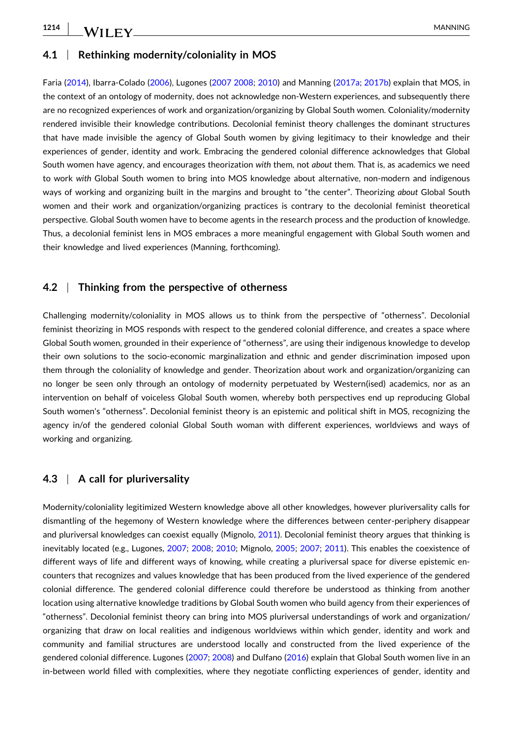### 4.1 | Rethinking modernity/coloniality in MOS

Faria (2014), Ibarra-Colado (2006), Lugones (2007 2008; 2010) and Manning (2017a; 2017b) explain that MOS, in the context of an ontology of modernity, does not acknowledge non-Western experiences, and subsequently there are no recognized experiences of work and organization/organizing by Global South women. Coloniality/modernity rendered invisible their knowledge contributions. Decolonial feminist theory challenges the dominant structures that have made invisible the agency of Global South women by giving legitimacy to their knowledge and their experiences of gender, identity and work. Embracing the gendered colonial difference acknowledges that Global South women have agency, and encourages theorization *with* them, not *about* them. That is, as academics we need to work *with* Global South women to bring into MOS knowledge about alternative, non-modern and indigenous ways of working and organizing built in the margins and brought to "the center". Theorizing *about* Global South women and their work and organization/organizing practices is contrary to the decolonial feminist theoretical perspective. Global South women have to become agents in the research process and the production of knowledge. Thus, a decolonial feminist lens in MOS embraces a more meaningful engagement with Global South women and their knowledge and lived experiences (Manning, forthcoming).

### 4.2 | Thinking from the perspective of otherness

Challenging modernity/coloniality in MOS allows us to think from the perspective of "otherness". Decolonial feminist theorizing in MOS responds with respect to the gendered colonial difference, and creates a space where Global South women, grounded in their experience of "otherness", are using their indigenous knowledge to develop their own solutions to the socio-economic marginalization and ethnic and gender discrimination imposed upon them through the coloniality of knowledge and gender. Theorization about work and organization/organizing can no longer be seen only through an ontology of modernity perpetuated by Western(ised) academics, nor as an intervention on behalf of voiceless Global South women, whereby both perspectives end up reproducing Global South women's "otherness". Decolonial feminist theory is an epistemic and political shift in MOS, recognizing the agency in/of the gendered colonial Global South woman with different experiences, worldviews and ways of working and organizing.

### 4.3 | A call for pluriversality

Modernity/coloniality legitimized Western knowledge above all other knowledges, however pluriversality calls for dismantling of the hegemony of Western knowledge where the differences between center-periphery disappear and pluriversal knowledges can coexist equally (Mignolo, 2011). Decolonial feminist theory argues that thinking is inevitably located (e.g., Lugones, 2007; 2008; 2010; Mignolo, 2005; 2007; 2011). This enables the coexistence of different ways of life and different ways of knowing, while creating a pluriversal space for diverse epistemic encounters that recognizes and values knowledge that has been produced from the lived experience of the gendered colonial difference. The gendered colonial difference could therefore be understood as thinking from another location using alternative knowledge traditions by Global South women who build agency from their experiences of "otherness". Decolonial feminist theory can bring into MOS pluriversal understandings of work and organization/organizing that draw on local realities and indigenous worldviews within which gender, identity and work and community and familial structures are understood locally and constructed from the lived experience of the gendered colonial difference. Lugones (2007; 2008) and Dulfano (2016) explain that Global South women live in an in-between world filled with complexities, where they negotiate conflicting experiences of gender, identity and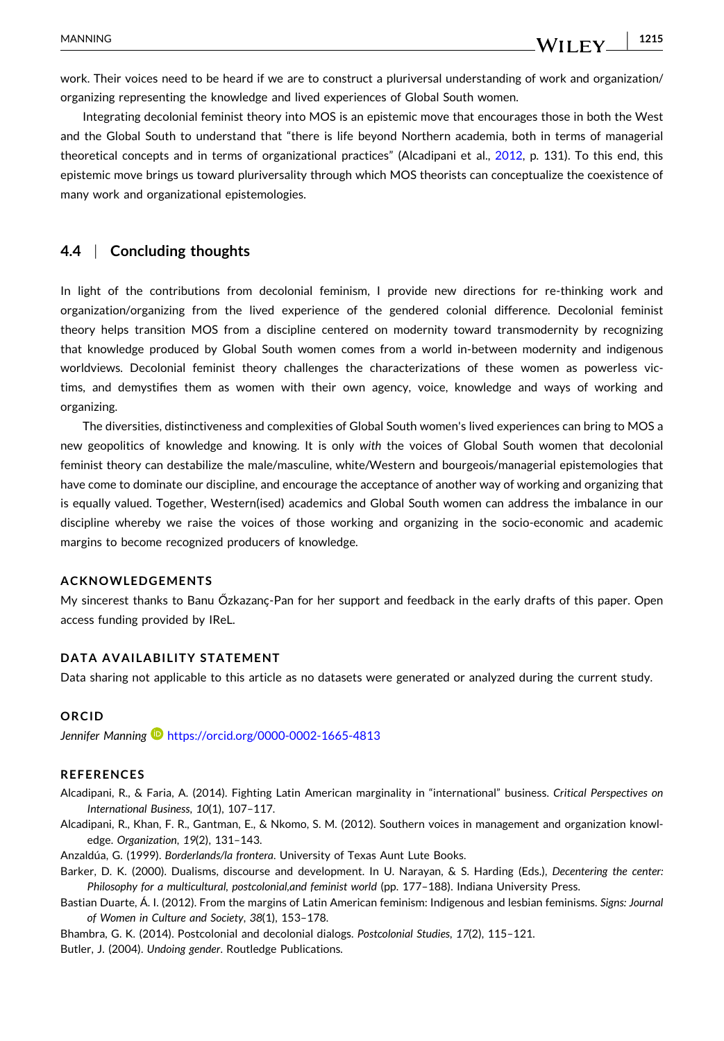work. Their voices need to be heard if we are to construct a pluriversal understanding of work and organization/organizing representing the knowledge and lived experiences of Global South women.

Integrating decolonial feminist theory into MOS is an epistemic move that encourages those in both the West and the Global South to understand that "there is life beyond Northern academia, both in terms of managerial theoretical concepts and in terms of organizational practices" (Alcadipani et al., 2012, p. 131). To this end, this epistemic move brings us toward pluriversality through which MOS theorists can conceptualize the coexistence of many work and organizational epistemologies.

### 4.4 | Concluding thoughts

In light of the contributions from decolonial feminism, I provide new directions for re-thinking work and organization/organizing from the lived experience of the gendered colonial difference. Decolonial feminist theory helps transition MOS from a discipline centered on modernity toward transmodernity by recognizing that knowledge produced by Global South women comes from a world in-between modernity and indigenous worldviews. Decolonial feminist theory challenges the characterizations of these women as powerless victims, and demystifies them as women with their own agency, voice, knowledge and ways of working and organizing.

The diversities, distinctiveness and complexities of Global South women's lived experiences can bring to MOS a new geopolitics of knowledge and knowing. It is only *with* the voices of Global South women that decolonial feminist theory can destabilize the male/masculine, white/Western and bourgeois/managerial epistemologies that have come to dominate our discipline, and encourage the acceptance of another way of working and organizing that is equally valued. Together, Western(ised) academics and Global South women can address the imbalance in our discipline whereby we raise the voices of those working and organizing in the socio-economic and academic margins to become recognized producers of knowledge.

## ACKNOWLEDGEMENTS

My sincerest thanks to Banu Őzkazanç-Pan for her support and feedback in the early drafts of this paper. Open access funding provided by IReL.

## DATA AVAILABILITY STATEMENT

Data sharing not applicable to this article as no datasets were generated or analyzed during the current study.

## ORCID

*Jennifer Manning* https://orcid.org/0000-0002-1665-4813

## REFERENCES

Alcadipani, R., & Faria, A. (2014). Fighting Latin American marginality in "international" business. *Critical Perspectives on International Business*, *10*(1), 107–117.

Alcadipani, R., Khan, F. R., Gantman, E., & Nkomo, S. M. (2012). Southern voices in management and organization knowledge. *Organization*, *19*(2), 131–143.

Anzaldúa, G. (1999). *Borderlands/la frontera*. University of Texas Aunt Lute Books.

Barker, D. K. (2000). Dualisms, discourse and development. In U. Narayan, & S. Harding (Eds.), *Decentering the center: Philosophy for a multicultural, postcolonial,and feminist world* (pp. 177–188). Indiana University Press.

Bastian Duarte, Á. I. (2012). From the margins of Latin American feminism: Indigenous and lesbian feminisms. *Signs: Journal of Women in Culture and Society*, *38*(1), 153–178.

Bhambra, G. K. (2014). Postcolonial and decolonial dialogs. *Postcolonial Studies*, *17*(2), 115–121.

Butler, J. (2004). *Undoing gender*. Routledge Publications.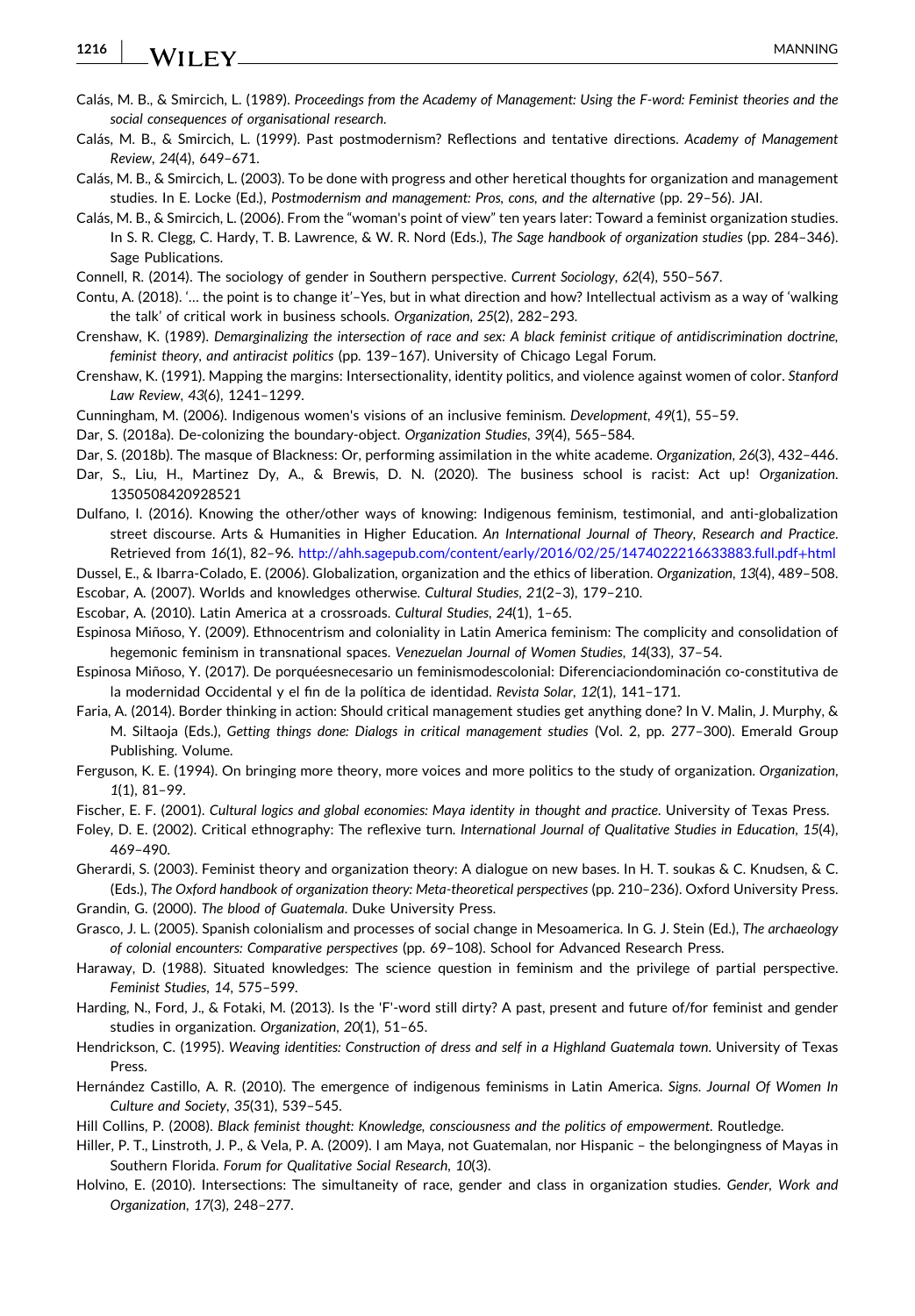Calás, M. B., & Smircich, L. (1989). *Proceedings from the Academy of Management: Using the F-word: Feminist theories and the social consequences of organisational research*.

Calás, M. B., & Smircich, L. (1999). Past postmodernism? Reflections and tentative directions. *Academy of Management Review*, *24*(4), 649–671.

Calás, M. B., & Smircich, L. (2003). To be done with progress and other heretical thoughts for organization and management studies. In E. Locke (Ed.), *Postmodernism and management: Pros, cons, and the alternative* (pp. 29–56). JAI.

Calás, M. B., & Smircich, L. (2006). From the "woman's point of view" ten years later: Toward a feminist organization studies. In S. R. Clegg, C. Hardy, T. B. Lawrence, & W. R. Nord (Eds.), *The Sage handbook of organization studies* (pp. 284–346). Sage Publications.

Connell, R. (2014). The sociology of gender in Southern perspective. *Current Sociology*, *62*(4), 550–567.

Contu, A. (2018). '… the point is to change it'–Yes, but in what direction and how? Intellectual activism as a way of 'walking the talk' of critical work in business schools. *Organization*, *25*(2), 282–293.

Crenshaw, K. (1989). *Demarginalizing the intersection of race and sex: A black feminist critique of antidiscrimination doctrine, feminist theory, and antiracist politics* (pp. 139–167). University of Chicago Legal Forum.

Crenshaw, K. (1991). Mapping the margins: Intersectionality, identity politics, and violence against women of color. *Stanford Law Review*, *43*(6), 1241–1299.

Cunningham, M. (2006). Indigenous women's visions of an inclusive feminism. *Development*, *49*(1), 55–59.

Dar, S. (2018a). De-colonizing the boundary-object. *Organization Studies*, *39*(4), 565–584.

Dar, S. (2018b). The masque of Blackness: Or, performing assimilation in the white academe. *Organization*, *26*(3), 432–446.

Dar, S., Liu, H., Martinez Dy, A., & Brewis, D. N. (2020). The business school is racist: Act up! *Organization*. 1350508420928521

Dulfano, I. (2016). Knowing the other/other ways of knowing: Indigenous feminism, testimonial, and anti-globalization street discourse. Arts & Humanities in Higher Education. *An International Journal of Theory, Research and Practice*. Retrieved from *16*(1), 82–96. http://ahh.sagepub.com/content/early/2016/02/25/1474022216633883.full.pdf+html

Dussel, E., & Ibarra-Colado, E. (2006). Globalization, organization and the ethics of liberation. *Organization*, *13*(4), 489–508.

Escobar, A. (2007). Worlds and knowledges otherwise. *Cultural Studies*, *21*(2–3), 179–210.

Escobar, A. (2010). Latin America at a crossroads. *Cultural Studies*, *24*(1), 1–65.

Espinosa Miñoso, Y. (2009). Ethnocentrism and coloniality in Latin America feminism: The complicity and consolidation of hegemonic feminism in transnational spaces. *Venezuelan Journal of Women Studies*, *14*(33), 37–54.

Espinosa Miñoso, Y. (2017). De porquéesnecesario un feminismodescolonial: Diferenciaciondominación co-constitutiva de la modernidad Occidental y el fin de la política de identidad. *Revista Solar*, *12*(1), 141–171.

Faria, A. (2014). Border thinking in action: Should critical management studies get anything done? In V. Malin, J. Murphy, & M. Siltaoja (Eds.), *Getting things done: Dialogs in critical management studies* (Vol. 2, pp. 277–300). Emerald Group Publishing. Volume.

Ferguson, K. E. (1994). On bringing more theory, more voices and more politics to the study of organization. *Organization*, *1*(1), 81–99.

Fischer, E. F. (2001). *Cultural logics and global economies: Maya identity in thought and practice*. University of Texas Press.

Foley, D. E. (2002). Critical ethnography: The reflexive turn. *International Journal of Qualitative Studies in Education*, *15*(4), 469–490.

Gherardi, S. (2003). Feminist theory and organization theory: A dialogue on new bases. In H. T. soukas & C. Knudsen, & C. (Eds.), *The Oxford handbook of organization theory: Meta-theoretical perspectives* (pp. 210–236). Oxford University Press.

Grandin, G. (2000). *The blood of Guatemala*. Duke University Press.

Grasco, J. L. (2005). Spanish colonialism and processes of social change in Mesoamerica. In G. J. Stein (Ed.), *The archaeology of colonial encounters: Comparative perspectives* (pp. 69–108). School for Advanced Research Press.

Haraway, D. (1988). Situated knowledges: The science question in feminism and the privilege of partial perspective. *Feminist Studies*, *14*, 575–599.

Harding, N., Ford, J., & Fotaki, M. (2013). Is the 'F'-word still dirty? A past, present and future of/for feminist and gender studies in organization. *Organization*, *20*(1), 51–65.

Hendrickson, C. (1995). *Weaving identities: Construction of dress and self in a Highland Guatemala town*. University of Texas Press.

Hernández Castillo, A. R. (2010). The emergence of indigenous feminisms in Latin America. *Signs. Journal Of Women In Culture and Society*, *35*(31), 539–545.

Hill Collins, P. (2008). *Black feminist thought: Knowledge, consciousness and the politics of empowerment*. Routledge.

Hiller, P. T., Linstroth, J. P., & Vela, P. A. (2009). I am Maya, not Guatemalan, nor Hispanic – the belongingness of Mayas in Southern Florida. *Forum for Qualitative Social Research*, *10*(3).

Holvino, E. (2010). Intersections: The simultaneity of race, gender and class in organization studies. *Gender, Work and Organization*, *17*(3), 248–277.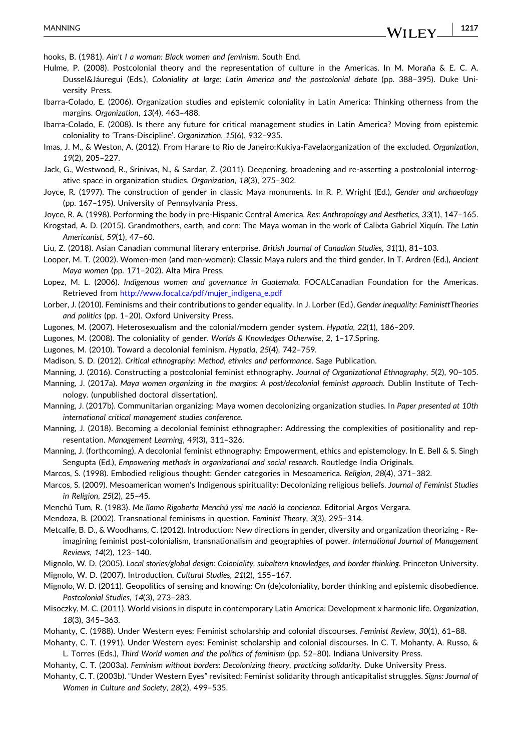hooks, B. (1981). *Ain't I a woman: Black women and feminism*. South End.

Hulme, P. (2008). Postcolonial theory and the representation of culture in the Americas. In M. Moraña & E. C. A. Dussel&Jáuregui (Eds.), *Coloniality at large: Latin America and the postcolonial debate* (pp. 388–395). Duke University Press.

Ibarra-Colado, E. (2006). Organization studies and epistemic coloniality in Latin America: Thinking otherness from the margins. *Organization*, *13*(4), 463–488.

Ibarra-Colado, E. (2008). Is there any future for critical management studies in Latin America? Moving from epistemic coloniality to 'Trans-Discipline'. *Organization*, *15*(6), 932–935.

Imas, J. M., & Weston, A. (2012). From Harare to Rio de Janeiro:Kukiya-Favelaorganization of the excluded. *Organization*, *19*(2), 205–227.

Jack, G., Westwood, R., Srinivas, N., & Sardar, Z. (2011). Deepening, broadening and re-asserting a postcolonial interrogative space in organization studies. *Organization*, *18*(3), 275–302.

Joyce, R. (1997). The construction of gender in classic Maya monuments. In R. P. Wright (Ed.), *Gender and archaeology* (pp. 167–195). University of Pennsylvania Press.

Joyce, R. A. (1998). Performing the body in pre-Hispanic Central America. *Res: Anthropology and Aesthetics*, *33*(1), 147–165.

Krogstad, A. D. (2015). Grandmothers, earth, and corn: The Maya woman in the work of Calixta Gabriel Xiquín. *The Latin Americanist*, *59*(1), 47–60.

Liu, Z. (2018). Asian Canadian communal literary enterprise. *British Journal of Canadian Studies*, *31*(1), 81–103.

Looper, M. T. (2002). Women-men (and men-women): Classic Maya rulers and the third gender. In T. Ardren (Ed.), *Ancient Maya women* (pp. 171–202). Alta Mira Press.

Lopez, M. L. (2006). *Indigenous women and governance in Guatemala*. FOCALCanadian Foundation for the Americas. Retrieved from http://www.focal.ca/pdf/mujer_indigena_e.pdf

Lorber, J. (2010). Feminisms and their contributions to gender equality. In J. Lorber (Ed.), *Gender inequality: FeministtTheories and politics* (pp. 1–20). Oxford University Press.

Lugones, M. (2007). Heterosexualism and the colonial/modern gender system. *Hypatia*, *22*(1), 186–209.

Lugones, M. (2008). The coloniality of gender. *Worlds & Knowledges Otherwise*, *2*, 1–17.Spring.

Lugones, M. (2010). Toward a decolonial feminism. *Hypatia*, *25*(4), 742–759.

Madison, S. D. (2012). *Critical ethnography: Method, ethnics and performance*. Sage Publication.

Manning, J. (2016). Constructing a postcolonial feminist ethnography. *Journal of Organizational Ethnography*, *5*(2), 90–105.

Manning, J. (2017a). *Maya women organizing in the margins: A post/decolonial feminist approach*. Dublin Institute of Technology. (unpublished doctoral dissertation).

Manning, J. (2017b). Communitarian organizing: Maya women decolonizing organization studies. In *Paper presented at 10th international critical management studies conference*.

Manning, J. (2018). Becoming a decolonial feminist ethnographer: Addressing the complexities of positionality and representation. *Management Learning*, *49*(3), 311–326.

Manning, J. (forthcoming). A decolonial feminist ethnography: Empowerment, ethics and epistemology. In E. Bell & S. Singh Sengupta (Ed.), *Empowering methods in organizational and social research*. Routledge India Originals.

Marcos, S. (1998). Embodied religious thought: Gender categories in Mesoamerica. *Religion*, *28*(4), 371–382.

Marcos, S. (2009). Mesoamerican women's Indigenous spirituality: Decolonizing religious beliefs. *Journal of Feminist Studies in Religion*, *25*(2), 25–45.

Menchú Tum, R. (1983). *Me llamo Rigoberta Menchú yssi me nació la concienca*. Editorial Argos Vergara.

Mendoza, B. (2002). Transnational feminisms in question. *Feminist Theory*, *3*(3), 295–314.

Metcalfe, B. D., & Woodhams, C. (2012). Introduction: New directions in gender, diversity and organization theorizing - Re-imagining feminist post-colonialism, transnationalism and geographies of power. *International Journal of Management Reviews*, *14*(2), 123–140.

Mignolo, W. D. (2005). *Local stories/global design: Coloniality, subaltern knowledges, and border thinking*. Princeton University.

Mignolo, W. D. (2007). Introduction. *Cultural Studies*, *21*(2), 155–167.

Mignolo, W. D. (2011). Geopolitics of sensing and knowing: On (de)coloniality, border thinking and epistemic disobedience. *Postcolonial Studies*, *14*(3), 273–283.

Misoczky, M. C. (2011). World visions in dispute in contemporary Latin America: Development x harmonic life. *Organization*, *18*(3), 345–363.

Mohanty, C. (1988). Under Western eyes: Feminist scholarship and colonial discourses. *Feminist Review*, *30*(1), 61–88.

Mohanty, C. T. (1991). Under Western eyes: Feminist scholarship and colonial discourses. In C. T. Mohanty, A. Russo, & L. Torres (Eds.), *Third World women and the politics of feminism* (pp. 52–80). Indiana University Press.

Mohanty, C. T. (2003a). *Feminism without borders: Decolonizing theory, practicing solidarity*. Duke University Press.

Mohanty, C. T. (2003b). "Under Western Eyes" revisited: Feminist solidarity through anticapitalist struggles. *Signs: Journal of Women in Culture and Society*, *28*(2), 499–535.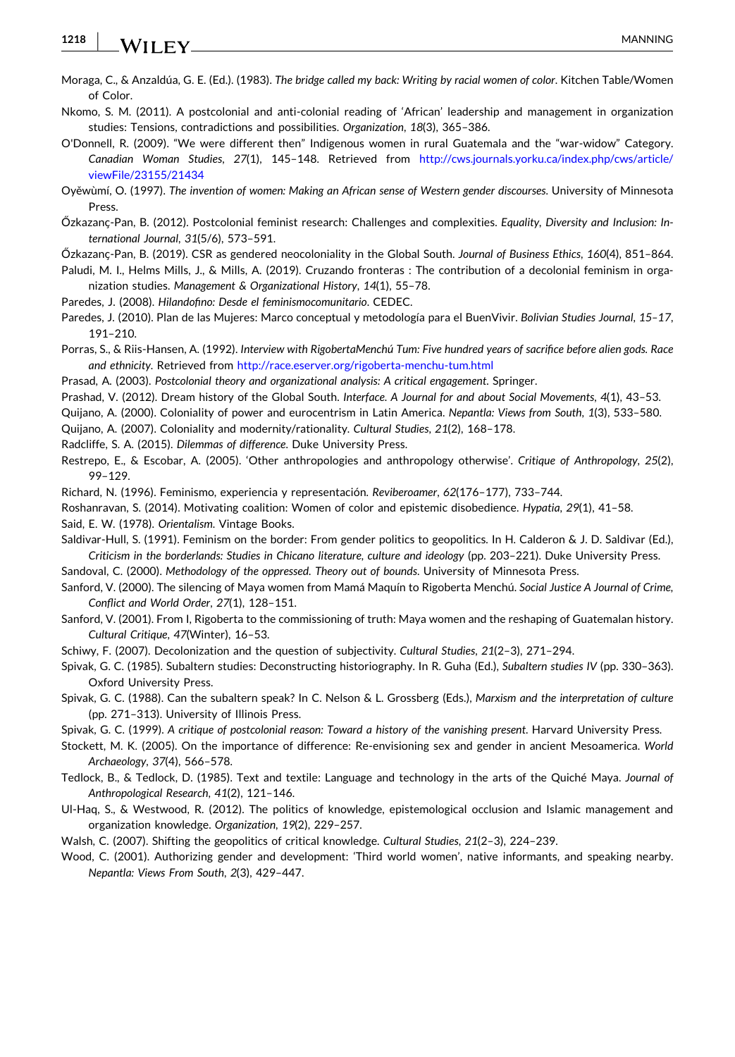Moraga, C., & Anzaldúa, G. E. (Ed.). (1983). *The bridge called my back: Writing by racial women of color*. Kitchen Table/Women of Color.

Nkomo, S. M. (2011). A postcolonial and anti-colonial reading of 'African' leadership and management in organization studies: Tensions, contradictions and possibilities. *Organization*, *18*(3), 365–386.

O'Donnell, R. (2009). "We were different then" Indigenous women in rural Guatemala and the "war-widow" Category. *Canadian Woman Studies*, *27*(1), 145–148. Retrieved from http://cws.journals.yorku.ca/index.php/cws/article/viewFile/23155/21434

Oyěwùmí, O. (1997). *The invention of women: Making an African sense of Western gender discourses*. University of Minnesota Press.

Őzkazanç-Pan, B. (2012). Postcolonial feminist research: Challenges and complexities. *Equality, Diversity and Inclusion: International Journal*, *31*(5/6), 573–591.

Őzkazanç-Pan, B. (2019). CSR as gendered neocoloniality in the Global South. *Journal of Business Ethics*, *160*(4), 851–864.

Paludi, M. I., Helms Mills, J., & Mills, A. (2019). Cruzando fronteras : The contribution of a decolonial feminism in organization studies. *Management & Organizational History*, *14*(1), 55–78.

Paredes, J. (2008). *Hilandofino: Desde el feminismocomunitario*. CEDEC.

Paredes, J. (2010). Plan de las Mujeres: Marco conceptual y metodología para el BuenVivir. *Bolivian Studies Journal*, *15–17*, 191–210.

Porras, S., & Riis-Hansen, A. (1992). *Interview with RigobertaMenchú Tum: Five hundred years of sacrifice before alien gods. Race and ethnicity*. Retrieved from http://race.eserver.org/rigoberta-menchu-tum.html

Prasad, A. (2003). *Postcolonial theory and organizational analysis: A critical engagement*. Springer.

Prashad, V. (2012). Dream history of the Global South. *Interface. A Journal for and about Social Movements*, *4*(1), 43–53.

Quijano, A. (2000). Coloniality of power and eurocentrism in Latin America. *Nepantla: Views from South*, *1*(3), 533–580.

Quijano, A. (2007). Coloniality and modernity/rationality. *Cultural Studies*, *21*(2), 168–178.

Radcliffe, S. A. (2015). *Dilemmas of difference*. Duke University Press.

Restrepo, E., & Escobar, A. (2005). 'Other anthropologies and anthropology otherwise'. *Critique of Anthropology*, *25*(2), 99–129.

Richard, N. (1996). Feminismo, experiencia y representación. *Reviberoamer*, *62*(176–177), 733–744.

Roshanravan, S. (2014). Motivating coalition: Women of color and epistemic disobedience. *Hypatia*, *29*(1), 41–58.

Said, E. W. (1978). *Orientalism*. Vintage Books.

Saldivar-Hull, S. (1991). Feminism on the border: From gender politics to geopolitics. In H. Calderon & J. D. Saldivar (Ed.), *Criticism in the borderlands: Studies in Chicano literature, culture and ideology* (pp. 203–221). Duke University Press.

Sandoval, C. (2000). *Methodology of the oppressed. Theory out of bounds*. University of Minnesota Press.

Sanford, V. (2000). The silencing of Maya women from Mamá Maquín to Rigoberta Menchú. *Social Justice A Journal of Crime, Conflict and World Order*, *27*(1), 128–151.

Sanford, V. (2001). From I, Rigoberta to the commissioning of truth: Maya women and the reshaping of Guatemalan history. *Cultural Critique*, *47*(Winter), 16–53.

Schiwy, F. (2007). Decolonization and the question of subjectivity. *Cultural Studies*, *21*(2–3), 271–294.

Spivak, G. C. (1985). Subaltern studies: Deconstructing historiography. In R. Guha (Ed.), *Subaltern studies IV* (pp. 330–363). Oxford University Press.

Spivak, G. C. (1988). Can the subaltern speak? In C. Nelson & L. Grossberg (Eds.), *Marxism and the interpretation of culture* (pp. 271–313). University of Illinois Press.

Spivak, G. C. (1999). *A critique of postcolonial reason: Toward a history of the vanishing present*. Harvard University Press.

Stockett, M. K. (2005). On the importance of difference: Re-envisioning sex and gender in ancient Mesoamerica. *World Archaeology*, *37*(4), 566–578.

Tedlock, B., & Tedlock, D. (1985). Text and textile: Language and technology in the arts of the Quiché Maya. *Journal of Anthropological Research*, *41*(2), 121–146.

Ul-Haq, S., & Westwood, R. (2012). The politics of knowledge, epistemological occlusion and Islamic management and organization knowledge. *Organization*, *19*(2), 229–257.

Walsh, C. (2007). Shifting the geopolitics of critical knowledge. *Cultural Studies*, *21*(2–3), 224–239.

Wood, C. (2001). Authorizing gender and development: 'Third world women', native informants, and speaking nearby. *Nepantla: Views From South*, *2*(3), 429–447.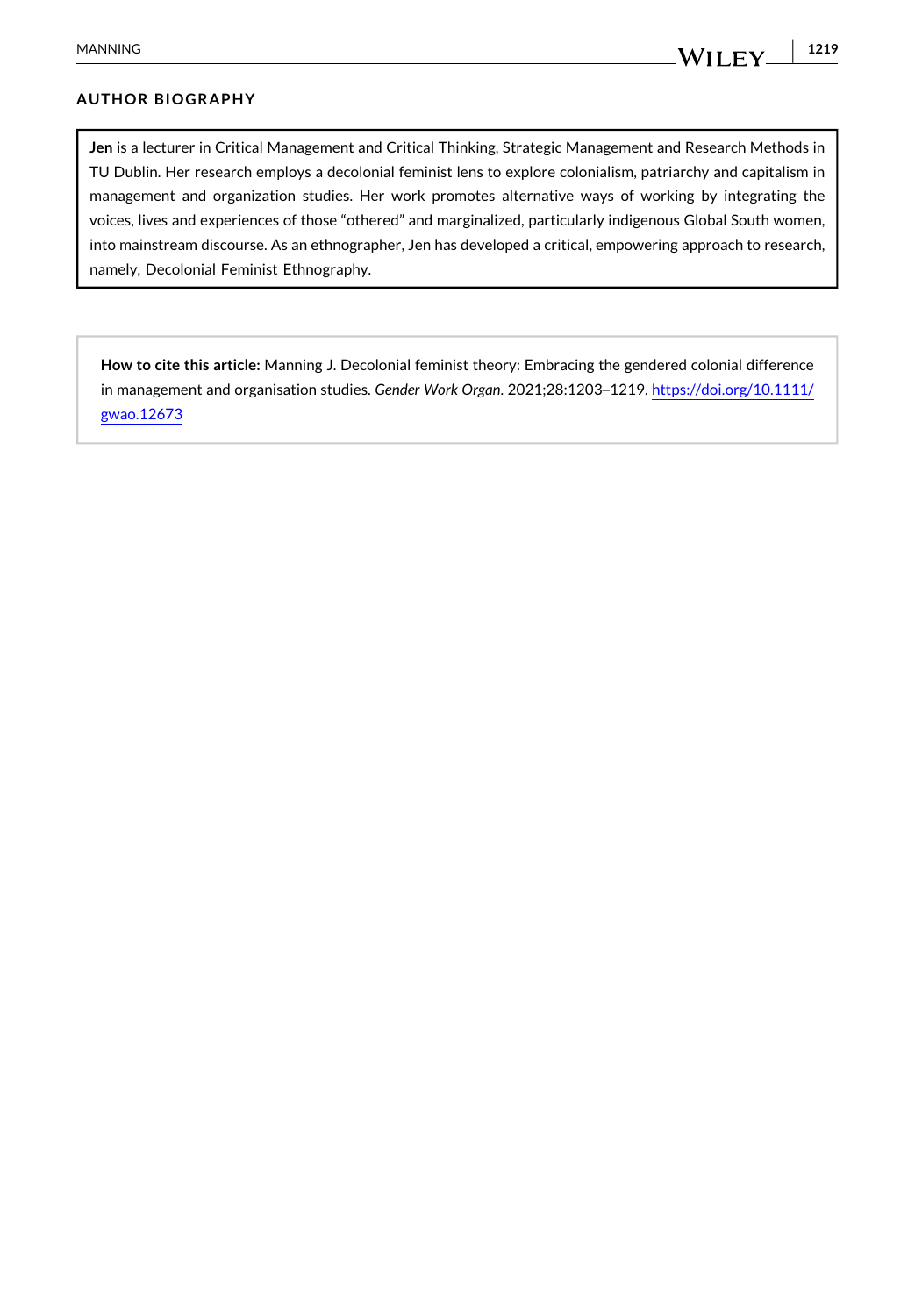## AUTHOR BIOGRAPHY

**Jen** is a lecturer in Critical Management and Critical Thinking, Strategic Management and Research Methods in TU Dublin. Her research employs a decolonial feminist lens to explore colonialism, patriarchy and capitalism in management and organization studies. Her work promotes alternative ways of working by integrating the voices, lives and experiences of those "othered" and marginalized, particularly indigenous Global South women, into mainstream discourse. As an ethnographer, Jen has developed a critical, empowering approach to research, namely, Decolonial Feminist Ethnography.

**How to cite this article:** Manning J. Decolonial feminist theory: Embracing the gendered colonial difference in management and organisation studies. *Gender Work Organ*. 2021;28:1203–1219. https://doi.org/10.1111/gwao.12673